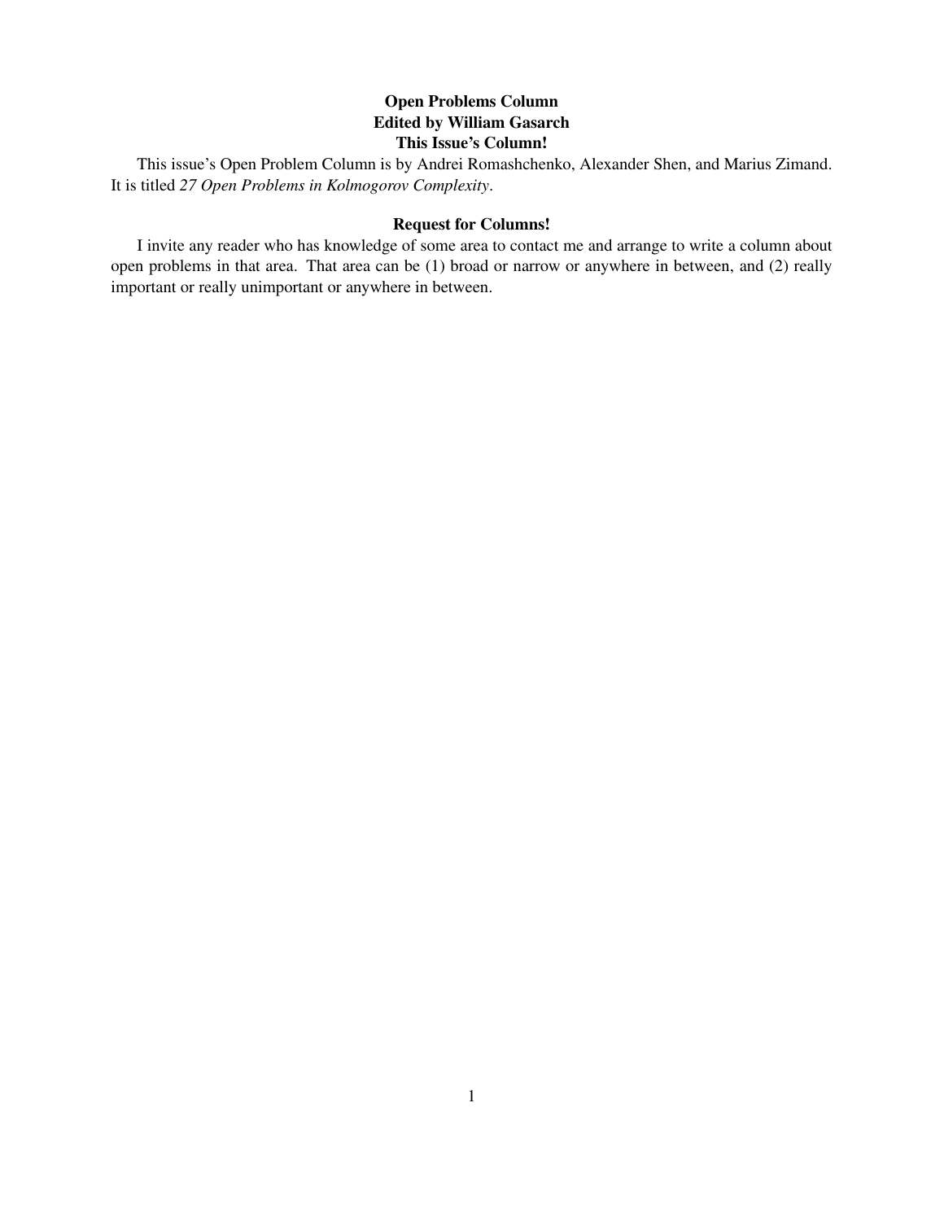**Open Problems Column**
**Edited by William Gasarch**
**This Issue's Column!**

This issue's Open Problem Column is by Andrei Romashchenko, Alexander Shen, and Marius Zimand. It is titled *27 Open Problems in Kolmogorov Complexity*.

**Request for Columns!**

I invite any reader who has knowledge of some area to contact me and arrange to write a column about open problems in that area. That area can be (1) broad or narrow or anywhere in between, and (2) really important or really unimportant or anywhere in between.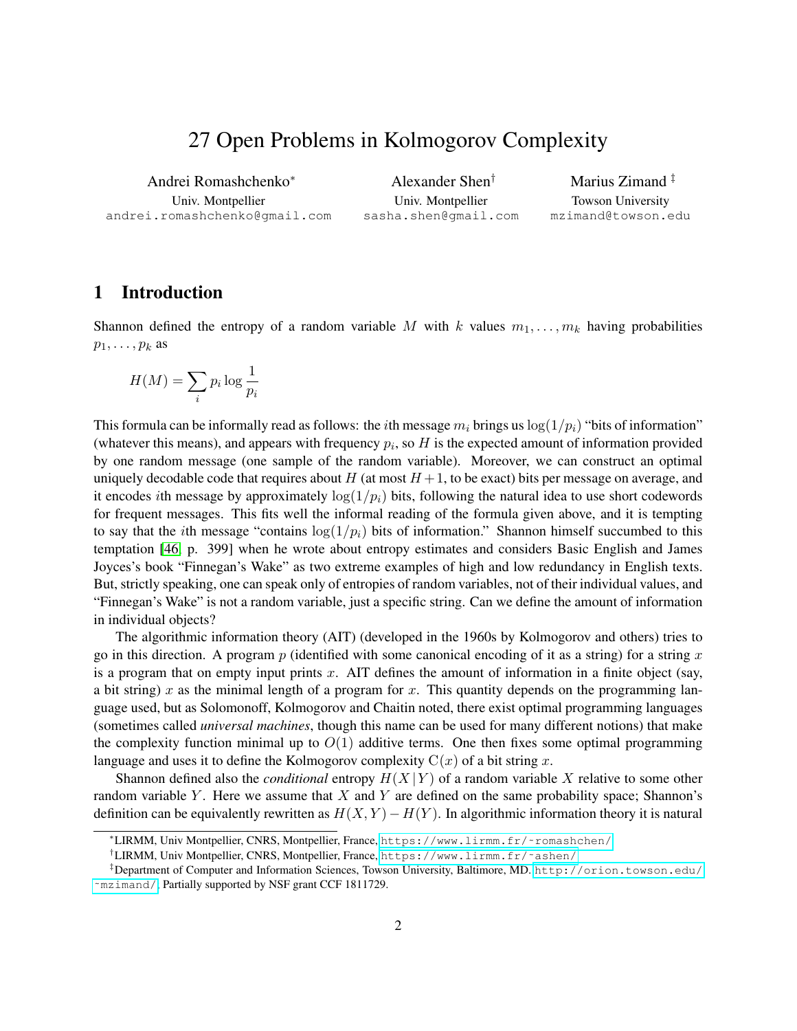# 27 Open Problems in Kolmogorov Complexity

Andrei Romashchenko[*]
Univ. Montpellier
andrei.romashchenko@gmail.com

Alexander Shen[†]
Univ. Montpellier
sasha.shen@gmail.com

Marius Zimand[‡]
Towson University
mzimand@towson.edu

## 1 Introduction

Shannon defined the entropy of a random variable $M$ with $k$ values $m_1, \ldots, m_k$ having probabilities $p_1, \ldots, p_k$ as

$$H(M) = \sum_i p_i \log \frac{1}{p_i}$$

This formula can be informally read as follows: the $i$th message $m_i$ brings us $\log(1/p_i)$ "bits of information" (whatever this means), and appears with frequency $p_i$, so $H$ is the expected amount of information provided by one random message (one sample of the random variable). Moreover, we can construct an optimal uniquely decodable code that requires about $H$ (at most $H+1$, to be exact) bits per message on average, and it encodes $i$th message by approximately $\log(1/p_i)$ bits, following the natural idea to use short codewords for frequent messages. This fits well the informal reading of the formula given above, and it is tempting to say that the $i$th message "contains $\log(1/p_i)$ bits of information." Shannon himself succumbed to this temptation [46, p. 399] when he wrote about entropy estimates and considers Basic English and James Joyces's book "Finnegan's Wake" as two extreme examples of high and low redundancy in English texts. But, strictly speaking, one can speak only of entropies of random variables, not of their individual values, and "Finnegan's Wake" is not a random variable, just a specific string. Can we define the amount of information in individual objects?

The algorithmic information theory (AIT) (developed in the 1960s by Kolmogorov and others) tries to go in this direction. A program $p$ (identified with some canonical encoding of it as a string) for a string $x$ is a program that on empty input prints $x$. AIT defines the amount of information in a finite object (say, a bit string) $x$ as the minimal length of a program for $x$. This quantity depends on the programming language used, but as Solomonoff, Kolmogorov and Chaitin noted, there exist optimal programming languages (sometimes called *universal machines*, though this name can be used for many different notions) that make the complexity function minimal up to $O(1)$ additive terms. One then fixes some optimal programming language and uses it to define the Kolmogorov complexity $\mathrm{C}(x)$ of a bit string $x$.

Shannon defined also the *conditional* entropy $H(X \mid Y)$ of a random variable $X$ relative to some other random variable $Y$. Here we assume that $X$ and $Y$ are defined on the same probability space; Shannon's definition can be equivalently rewritten as $H(X,Y) - H(Y)$. In algorithmic information theory it is natural

---

[*] LIRMM, Univ Montpellier, CNRS, Montpellier, France, https://www.lirmm.fr/~romashchen/

[†] LIRMM, Univ Montpellier, CNRS, Montpellier, France, https://www.lirmm.fr/~ashen/

[‡] Department of Computer and Information Sciences, Towson University, Baltimore, MD. http://orion.towson.edu/~mzimand/. Partially supported by NSF grant CCF 1811729.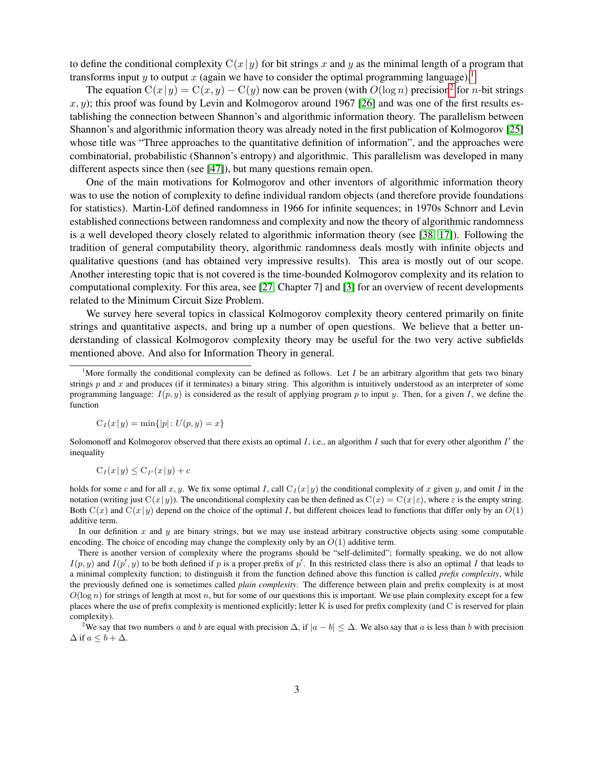to define the conditional complexity $\mathrm{C}(x\,|\,y)$ for bit strings $x$ and $y$ as the minimal length of a program that transforms input $y$ to output $x$ (again we have to consider the optimal programming language).[1]

The equation $\mathrm{C}(x\,|\,y) = \mathrm{C}(x, y) - \mathrm{C}(y)$ now can be proven (with $O(\log n)$ precision[2] for $n$-bit strings $x, y$); this proof was found by Levin and Kolmogorov around 1967 [26] and was one of the first results establishing the connection between Shannon's and algorithmic information theory. The parallelism between Shannon's and algorithmic information theory was already noted in the first publication of Kolmogorov [25] whose title was "Three approaches to the quantitative definition of information", and the approaches were combinatorial, probabilistic (Shannon's entropy) and algorithmic. This parallelism was developed in many different aspects since then (see [47]), but many questions remain open.

One of the main motivations for Kolmogorov and other inventors of algorithmic information theory was to use the notion of complexity to define individual random objects (and therefore provide foundations for statistics). Martin-Löf defined randomness in 1966 for infinite sequences; in 1970s Schnorr and Levin established connections between randomness and complexity and now the theory of algorithmic randomness is a well developed theory closely related to algorithmic information theory (see [38, 17]). Following the tradition of general computability theory, algorithmic randomness deals mostly with infinite objects and qualitative questions (and has obtained very impressive results). This area is mostly out of our scope. Another interesting topic that is not covered is the time-bounded Kolmogorov complexity and its relation to computational complexity. For this area, see [27, Chapter 7] and [3] for an overview of recent developments related to the Minimum Circuit Size Problem.

We survey here several topics in classical Kolmogorov complexity theory centered primarily on finite strings and quantitative aspects, and bring up a number of open questions. We believe that a better understanding of classical Kolmogorov complexity theory may be useful for the two very active subfields mentioned above. And also for Information Theory in general.

---

[1] More formally the conditional complexity can be defined as follows. Let $I$ be an arbitrary algorithm that gets two binary strings $p$ and $x$ and produces (if it terminates) a binary string. This algorithm is intuitively understood as an interpreter of some programming language: $I(p, y)$ is considered as the result of applying program $p$ to input $y$. Then, for a given $I$, we define the function

$$\mathrm{C}_I(x\,|\,y) = \min\{|p| \colon U(p, y) = x\}$$

Solomonoff and Kolmogorov observed that there exists an optimal $I$, i.e., an algorithm $I$ such that for every other algorithm $I'$ the inequality

$$\mathrm{C}_I(x\,|\,y) \leq \mathrm{C}_{I'}(x\,|\,y) + c$$

holds for some $c$ and for all $x, y$. We fix some optimal $I$, call $\mathrm{C}_I(x\,|\,y)$ the conditional complexity of $x$ given $y$, and omit $I$ in the notation (writing just $\mathrm{C}(x\,|\,y)$). The unconditional complexity can be then defined as $\mathrm{C}(x) = \mathrm{C}(x\,|\,\varepsilon)$, where $\varepsilon$ is the empty string. Both $\mathrm{C}(x)$ and $\mathrm{C}(x\,|\,y)$ depend on the choice of the optimal $I$, but different choices lead to functions that differ only by an $O(1)$ additive term.

In our definition $x$ and $y$ are binary strings, but we may use instead arbitrary constructive objects using some computable encoding. The choice of encoding may change the complexity only by an $O(1)$ additive term.

There is another version of complexity where the programs should be "self-delimited"; formally speaking, we do not allow $I(p, y)$ and $I(p', y)$ to be both defined if $p$ is a proper prefix of $p'$. In this restricted class there is also an optimal $I$ that leads to a minimal complexity function; to distinguish it from the function defined above this function is called *prefix complexity*, while the previously defined one is sometimes called *plain complexity*. The difference between plain and prefix complexity is at most $O(\log n)$ for strings of length at most $n$, but for some of our questions this is important. We use plain complexity except for a few places where the use of prefix complexity is mentioned explicitly; letter K is used for prefix complexity (and C is reserved for plain complexity).

[2] We say that two numbers $a$ and $b$ are equal with precision $\Delta$, if $|a - b| \leq \Delta$. We also say that $a$ is less than $b$ with precision $\Delta$ if $a \leq b + \Delta$.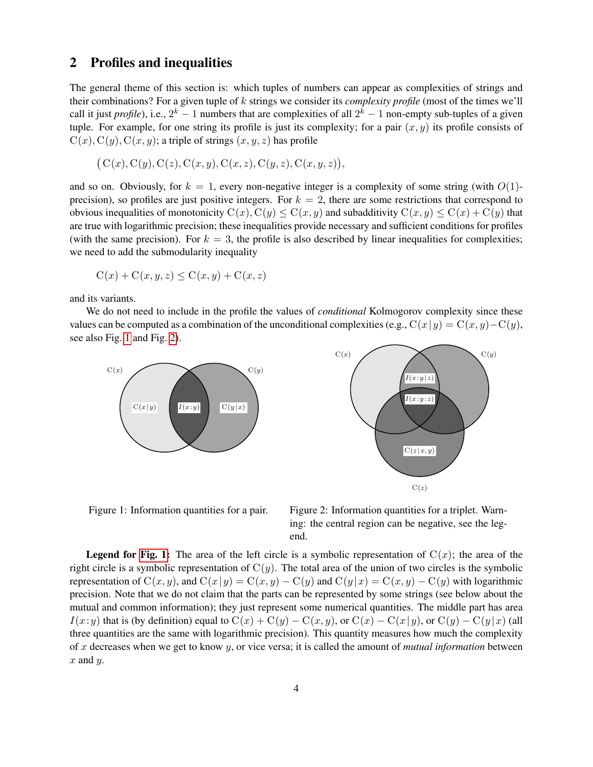## 2 Profiles and inequalities

The general theme of this section is: which tuples of numbers can appear as complexities of strings and their combinations? For a given tuple of $k$ strings we consider its *complexity profile* (most of the times we'll call it just *profile*), i.e., $2^k - 1$ numbers that are complexities of all $2^k - 1$ non-empty sub-tuples of a given tuple. For example, for one string its profile is just its complexity; for a pair $(x, y)$ its profile consists of $\mathrm{C}(x), \mathrm{C}(y), \mathrm{C}(x, y)$; a triple of strings $(x, y, z)$ has profile

$$\big(\mathrm{C}(x), \mathrm{C}(y), \mathrm{C}(z), \mathrm{C}(x, y), \mathrm{C}(x, z), \mathrm{C}(y, z), \mathrm{C}(x, y, z)\big),$$

and so on. Obviously, for $k = 1$, every non-negative integer is a complexity of some string (with $O(1)$-precision), so profiles are just positive integers. For $k = 2$, there are some restrictions that correspond to obvious inequalities of monotonicity $\mathrm{C}(x), \mathrm{C}(y) \le \mathrm{C}(x, y)$ and subadditivity $\mathrm{C}(x, y) \le \mathrm{C}(x) + \mathrm{C}(y)$ that are true with logarithmic precision; these inequalities provide necessary and sufficient conditions for profiles (with the same precision). For $k = 3$, the profile is also described by linear inequalities for complexities; we need to add the submodularity inequality

$$\mathrm{C}(x) + \mathrm{C}(x, y, z) \le \mathrm{C}(x, y) + \mathrm{C}(x, z)$$

and its variants.

We do not need to include in the profile the values of *conditional* Kolmogorov complexity since these values can be computed as a combination of the unconditional complexities (e.g., $\mathrm{C}(x \,|\, y) = \mathrm{C}(x, y) - \mathrm{C}(y)$, see also Fig. 1 and Fig. 2).

Figure 1: Information quantities for a pair.

Figure 2: Information quantities for a triplet. Warning: the central region can be negative, see the legend.

**Legend for Fig. 1:** The area of the left circle is a symbolic representation of $\mathrm{C}(x)$; the area of the right circle is a symbolic representation of $\mathrm{C}(y)$. The total area of the union of two circles is the symbolic representation of $\mathrm{C}(x, y)$, and $\mathrm{C}(x \,|\, y) = \mathrm{C}(x, y) - \mathrm{C}(y)$ and $\mathrm{C}(y \,|\, x) = \mathrm{C}(x, y) - \mathrm{C}(y)$ with logarithmic precision. Note that we do not claim that the parts can be represented by some strings (see below about the mutual and common information); they just represent some numerical quantities. The middle part has area $I(x\!:\!y)$ that is (by definition) equal to $\mathrm{C}(x) + \mathrm{C}(y) - \mathrm{C}(x, y)$, or $\mathrm{C}(x) - \mathrm{C}(x \,|\, y)$, or $\mathrm{C}(y) - \mathrm{C}(y \,|\, x)$ (all three quantities are the same with logarithmic precision). This quantity measures how much the complexity of $x$ decreases when we get to know $y$, or vice versa; it is called the amount of *mutual information* between $x$ and $y$.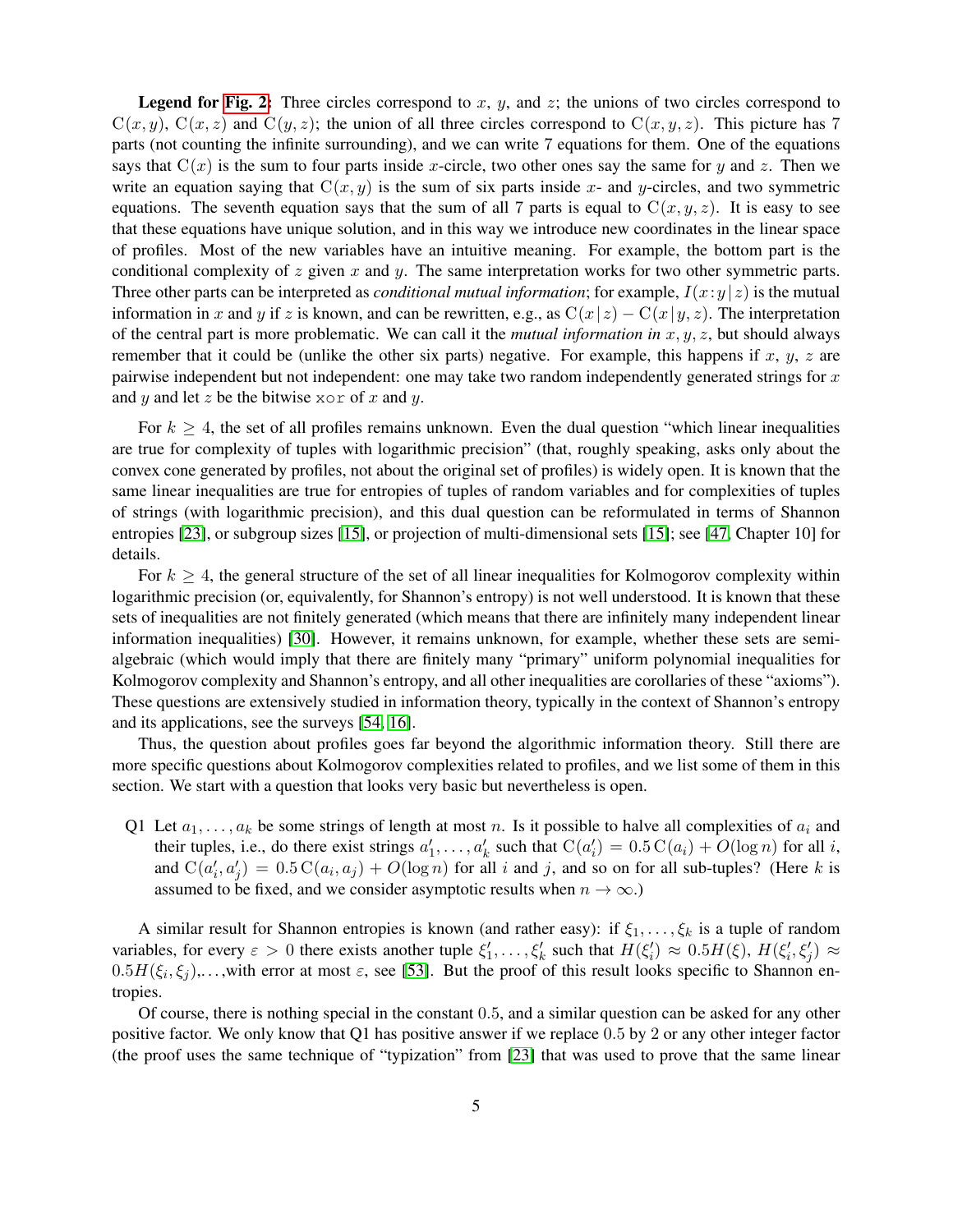**Legend for Fig. 2:** Three circles correspond to $x$, $y$, and $z$; the unions of two circles correspond to $\mathrm{C}(x, y)$, $\mathrm{C}(x, z)$ and $\mathrm{C}(y, z)$; the union of all three circles correspond to $\mathrm{C}(x, y, z)$. This picture has 7 parts (not counting the infinite surrounding), and we can write 7 equations for them. One of the equations says that $\mathrm{C}(x)$ is the sum to four parts inside $x$-circle, two other ones say the same for $y$ and $z$. Then we write an equation saying that $\mathrm{C}(x, y)$ is the sum of six parts inside $x$- and $y$-circles, and two symmetric equations. The seventh equation says that the sum of all 7 parts is equal to $\mathrm{C}(x, y, z)$. It is easy to see that these equations have unique solution, and in this way we introduce new coordinates in the linear space of profiles. Most of the new variables have an intuitive meaning. For example, the bottom part is the conditional complexity of $z$ given $x$ and $y$. The same interpretation works for two other symmetric parts. Three other parts can be interpreted as *conditional mutual information*; for example, $I(x : y \,|\, z)$ is the mutual information in $x$ and $y$ if $z$ is known, and can be rewritten, e.g., as $\mathrm{C}(x \,|\, z) - \mathrm{C}(x \,|\, y, z)$. The interpretation of the central part is more problematic. We can call it the *mutual information in* $x, y, z$, but should always remember that it could be (unlike the other six parts) negative. For example, this happens if $x$, $y$, $z$ are pairwise independent but not independent: one may take two random independently generated strings for $x$ and $y$ and let $z$ be the bitwise xor of $x$ and $y$.

For $k \geq 4$, the set of all profiles remains unknown. Even the dual question "which linear inequalities are true for complexity of tuples with logarithmic precision" (that, roughly speaking, asks only about the convex cone generated by profiles, not about the original set of profiles) is widely open. It is known that the same linear inequalities are true for entropies of tuples of random variables and for complexities of tuples of strings (with logarithmic precision), and this dual question can be reformulated in terms of Shannon entropies [23], or subgroup sizes [15], or projection of multi-dimensional sets [15]; see [47, Chapter 10] for details.

For $k \geq 4$, the general structure of the set of all linear inequalities for Kolmogorov complexity within logarithmic precision (or, equivalently, for Shannon's entropy) is not well understood. It is known that these sets of inequalities are not finitely generated (which means that there are infinitely many independent linear information inequalities) [30]. However, it remains unknown, for example, whether these sets are semi-algebraic (which would imply that there are finitely many "primary" uniform polynomial inequalities for Kolmogorov complexity and Shannon's entropy, and all other inequalities are corollaries of these "axioms"). These questions are extensively studied in information theory, typically in the context of Shannon's entropy and its applications, see the surveys [54, 16].

Thus, the question about profiles goes far beyond the algorithmic information theory. Still there are more specific questions about Kolmogorov complexities related to profiles, and we list some of them in this section. We start with a question that looks very basic but nevertheless is open.

Q1 Let $a_1, \ldots, a_k$ be some strings of length at most $n$. Is it possible to halve all complexities of $a_i$ and their tuples, i.e., do there exist strings $a'_1, \ldots, a'_k$ such that $\mathrm{C}(a'_i) = 0.5\,\mathrm{C}(a_i) + O(\log n)$ for all $i$, and $\mathrm{C}(a'_i, a'_j) = 0.5\,\mathrm{C}(a_i, a_j) + O(\log n)$ for all $i$ and $j$, and so on for all sub-tuples? (Here $k$ is assumed to be fixed, and we consider asymptotic results when $n \to \infty$.)

A similar result for Shannon entropies is known (and rather easy): if $\xi_1, \ldots, \xi_k$ is a tuple of random variables, for every $\varepsilon > 0$ there exists another tuple $\xi'_1, \ldots, \xi'_k$ such that $H(\xi'_i) \approx 0.5H(\xi)$, $H(\xi'_i, \xi'_j) \approx 0.5H(\xi_i, \xi_j)$,...,with error at most $\varepsilon$, see [53]. But the proof of this result looks specific to Shannon entropies.

Of course, there is nothing special in the constant $0.5$, and a similar question can be asked for any other positive factor. We only know that Q1 has positive answer if we replace $0.5$ by $2$ or any other integer factor (the proof uses the same technique of "typization" from [23] that was used to prove that the same linear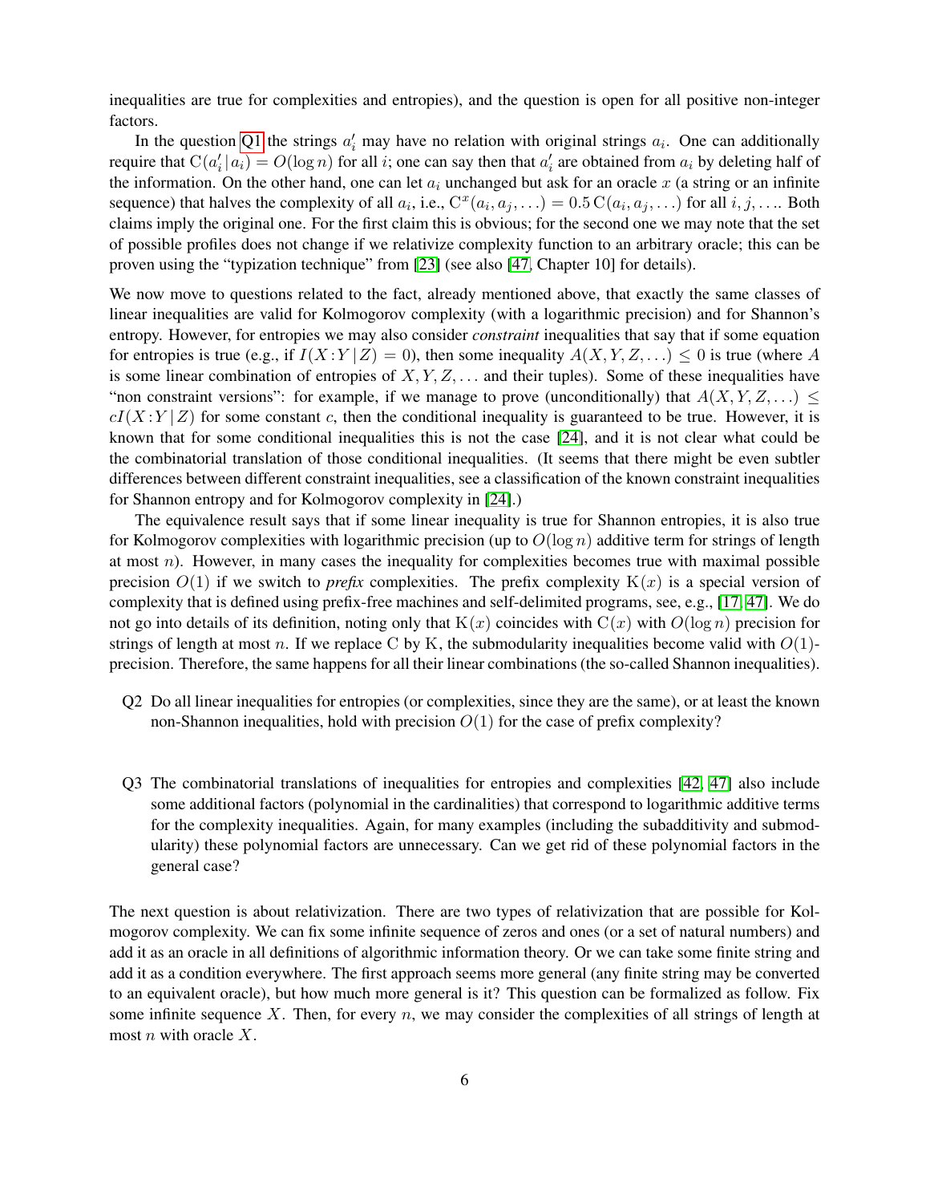inequalities are true for complexities and entropies), and the question is open for all positive non-integer factors.

In the question Q1 the strings $a'_i$ may have no relation with original strings $a_i$. One can additionally require that $\mathrm{C}(a'_i\,|\,a_i) = O(\log n)$ for all $i$; one can say then that $a'_i$ are obtained from $a_i$ by deleting half of the information. On the other hand, one can let $a_i$ unchanged but ask for an oracle $x$ (a string or an infinite sequence) that halves the complexity of all $a_i$, i.e., $\mathrm{C}^x(a_i, a_j, \ldots) = 0.5\,\mathrm{C}(a_i, a_j, \ldots)$ for all $i, j, \ldots$. Both claims imply the original one. For the first claim this is obvious; for the second one we may note that the set of possible profiles does not change if we relativize complexity function to an arbitrary oracle; this can be proven using the "typization technique" from [23] (see also [47, Chapter 10] for details).

We now move to questions related to the fact, already mentioned above, that exactly the same classes of linear inequalities are valid for Kolmogorov complexity (with a logarithmic precision) and for Shannon's entropy. However, for entropies we may also consider *constraint* inequalities that say that if some equation for entropies is true (e.g., if $I(X\!:\!Y\,|\,Z) = 0$), then some inequality $A(X, Y, Z, \ldots) \leq 0$ is true (where $A$ is some linear combination of entropies of $X, Y, Z, \ldots$ and their tuples). Some of these inequalities have "non constraint versions": for example, if we manage to prove (unconditionally) that $A(X, Y, Z, \ldots) \leq cI(X\!:\!Y\,|\,Z)$ for some constant $c$, then the conditional inequality is guaranteed to be true. However, it is known that for some conditional inequalities this is not the case [24], and it is not clear what could be the combinatorial translation of those conditional inequalities. (It seems that there might be even subtler differences between different constraint inequalities, see a classification of the known constraint inequalities for Shannon entropy and for Kolmogorov complexity in [24].)

The equivalence result says that if some linear inequality is true for Shannon entropies, it is also true for Kolmogorov complexities with logarithmic precision (up to $O(\log n)$ additive term for strings of length at most $n$). However, in many cases the inequality for complexities becomes true with maximal possible precision $O(1)$ if we switch to *prefix* complexities. The prefix complexity $\mathrm{K}(x)$ is a special version of complexity that is defined using prefix-free machines and self-delimited programs, see, e.g., [17, 47]. We do not go into details of its definition, noting only that $\mathrm{K}(x)$ coincides with $\mathrm{C}(x)$ with $O(\log n)$ precision for strings of length at most $n$. If we replace $\mathrm{C}$ by $\mathrm{K}$, the submodularity inequalities become valid with $O(1)$-precision. Therefore, the same happens for all their linear combinations (the so-called Shannon inequalities).

- Q2 Do all linear inequalities for entropies (or complexities, since they are the same), or at least the known non-Shannon inequalities, hold with precision $O(1)$ for the case of prefix complexity?

- Q3 The combinatorial translations of inequalities for entropies and complexities [42, 47] also include some additional factors (polynomial in the cardinalities) that correspond to logarithmic additive terms for the complexity inequalities. Again, for many examples (including the subadditivity and submodularity) these polynomial factors are unnecessary. Can we get rid of these polynomial factors in the general case?

The next question is about relativization. There are two types of relativization that are possible for Kolmogorov complexity. We can fix some infinite sequence of zeros and ones (or a set of natural numbers) and add it as an oracle in all definitions of algorithmic information theory. Or we can take some finite string and add it as a condition everywhere. The first approach seems more general (any finite string may be converted to an equivalent oracle), but how much more general is it? This question can be formalized as follow. Fix some infinite sequence $X$. Then, for every $n$, we may consider the complexities of all strings of length at most $n$ with oracle $X$.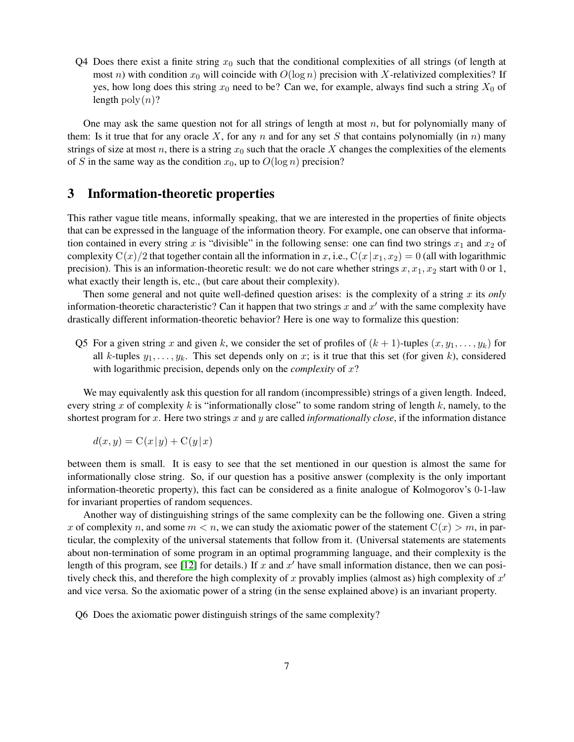Q4 Does there exist a finite string $x_0$ such that the conditional complexities of all strings (of length at most $n$) with condition $x_0$ will coincide with $O(\log n)$ precision with $X$-relativized complexities? If yes, how long does this string $x_0$ need to be? Can we, for example, always find such a string $X_0$ of length $\mathrm{poly}(n)$?

One may ask the same question not for all strings of length at most $n$, but for polynomially many of them: Is it true that for any oracle $X$, for any $n$ and for any set $S$ that contains polynomially (in $n$) many strings of size at most $n$, there is a string $x_0$ such that the oracle $X$ changes the complexities of the elements of $S$ in the same way as the condition $x_0$, up to $O(\log n)$ precision?

## 3 Information-theoretic properties

This rather vague title means, informally speaking, that we are interested in the properties of finite objects that can be expressed in the language of the information theory. For example, one can observe that information contained in every string $x$ is "divisible" in the following sense: one can find two strings $x_1$ and $x_2$ of complexity $\mathrm{C}(x)/2$ that together contain all the information in $x$, i.e., $\mathrm{C}(x\,|\,x_1, x_2) = 0$ (all with logarithmic precision). This is an information-theoretic result: we do not care whether strings $x, x_1, x_2$ start with 0 or 1, what exactly their length is, etc., (but care about their complexity).

Then some general and not quite well-defined question arises: is the complexity of a string $x$ its *only* information-theoretic characteristic? Can it happen that two strings $x$ and $x'$ with the same complexity have drastically different information-theoretic behavior? Here is one way to formalize this question:

Q5 For a given string $x$ and given $k$, we consider the set of profiles of $(k+1)$-tuples $(x, y_1, \ldots, y_k)$ for all $k$-tuples $y_1, \ldots, y_k$. This set depends only on $x$; is it true that this set (for given $k$), considered with logarithmic precision, depends only on the *complexity* of $x$?

We may equivalently ask this question for all random (incompressible) strings of a given length. Indeed, every string $x$ of complexity $k$ is "informationally close" to some random string of length $k$, namely, to the shortest program for $x$. Here two strings $x$ and $y$ are called *informationally close*, if the information distance

$$d(x, y) = \mathrm{C}(x\,|\,y) + \mathrm{C}(y\,|\,x)$$

between them is small. It is easy to see that the set mentioned in our question is almost the same for informationally close string. So, if our question has a positive answer (complexity is the only important information-theoretic property), this fact can be considered as a finite analogue of Kolmogorov's 0-1-law for invariant properties of random sequences.

Another way of distinguishing strings of the same complexity can be the following one. Given a string $x$ of complexity $n$, and some $m < n$, we can study the axiomatic power of the statement $\mathrm{C}(x) > m$, in particular, the complexity of the universal statements that follow from it. (Universal statements are statements about non-termination of some program in an optimal programming language, and their complexity is the length of this program, see [12] for details.) If $x$ and $x'$ have small information distance, then we can positively check this, and therefore the high complexity of $x$ provably implies (almost as) high complexity of $x'$ and vice versa. So the axiomatic power of a string (in the sense explained above) is an invariant property.

Q6 Does the axiomatic power distinguish strings of the same complexity?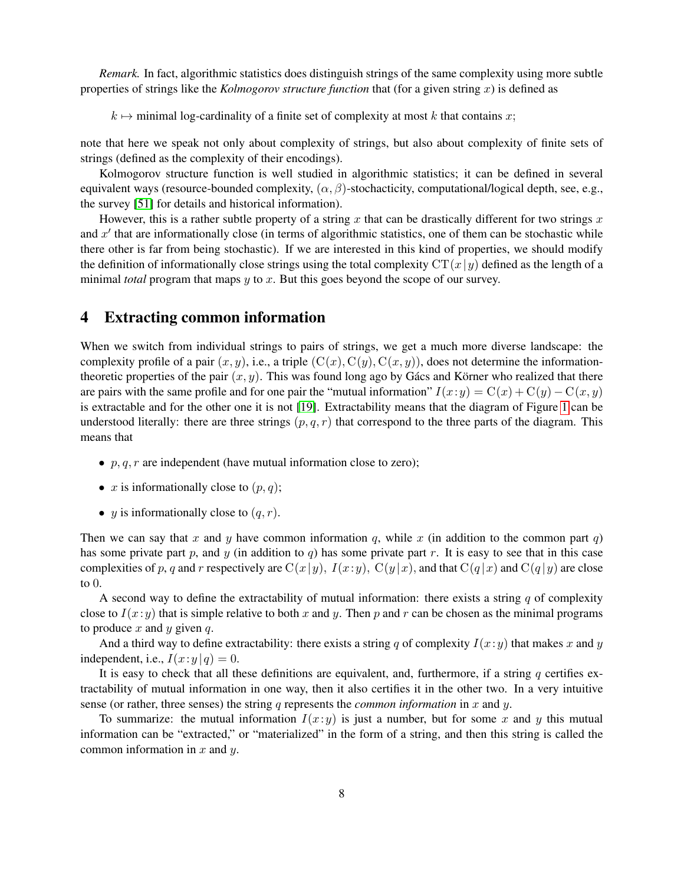*Remark.* In fact, algorithmic statistics does distinguish strings of the same complexity using more subtle properties of strings like the *Kolmogorov structure function* that (for a given string $x$) is defined as

$k \mapsto$ minimal log-cardinality of a finite set of complexity at most $k$ that contains $x$;

note that here we speak not only about complexity of strings, but also about complexity of finite sets of strings (defined as the complexity of their encodings).

Kolmogorov structure function is well studied in algorithmic statistics; it can be defined in several equivalent ways (resource-bounded complexity, $(\alpha, \beta)$-stochacticity, computational/logical depth, see, e.g., the survey [51] for details and historical information).

However, this is a rather subtle property of a string $x$ that can be drastically different for two strings $x$ and $x'$ that are informationally close (in terms of algorithmic statistics, one of them can be stochastic while there other is far from being stochastic). If we are interested in this kind of properties, we should modify the definition of informationally close strings using the total complexity $\mathrm{CT}(x\,|\,y)$ defined as the length of a minimal *total* program that maps $y$ to $x$. But this goes beyond the scope of our survey.

## 4 Extracting common information

When we switch from individual strings to pairs of strings, we get a much more diverse landscape: the complexity profile of a pair $(x, y)$, i.e., a triple $(\mathrm{C}(x), \mathrm{C}(y), \mathrm{C}(x, y))$, does not determine the information-theoretic properties of the pair $(x, y)$. This was found long ago by Gács and Körner who realized that there are pairs with the same profile and for one pair the "mutual information" $I(x\!:\!y) = \mathrm{C}(x) + \mathrm{C}(y) - \mathrm{C}(x, y)$ is extractable and for the other one it is not [19]. Extractability means that the diagram of Figure 1 can be understood literally: there are three strings $(p, q, r)$ that correspond to the three parts of the diagram. This means that

- $p, q, r$ are independent (have mutual information close to zero);
- $x$ is informationally close to $(p, q)$;
- $y$ is informationally close to $(q, r)$.

Then we can say that $x$ and $y$ have common information $q$, while $x$ (in addition to the common part $q$) has some private part $p$, and $y$ (in addition to $q$) has some private part $r$. It is easy to see that in this case complexities of $p$, $q$ and $r$ respectively are $\mathrm{C}(x\,|\,y)$, $I(x\!:\!y)$, $\mathrm{C}(y\,|\,x)$, and that $\mathrm{C}(q\,|\,x)$ and $\mathrm{C}(q\,|\,y)$ are close to 0.

A second way to define the extractability of mutual information: there exists a string $q$ of complexity close to $I(x\!:\!y)$ that is simple relative to both $x$ and $y$. Then $p$ and $r$ can be chosen as the minimal programs to produce $x$ and $y$ given $q$.

And a third way to define extractability: there exists a string $q$ of complexity $I(x\!:\!y)$ that makes $x$ and $y$ independent, i.e., $I(x\!:\!y\,|\,q) = 0$.

It is easy to check that all these definitions are equivalent, and, furthermore, if a string $q$ certifies extractability of mutual information in one way, then it also certifies it in the other two. In a very intuitive sense (or rather, three senses) the string $q$ represents the *common information* in $x$ and $y$.

To summarize: the mutual information $I(x\!:\!y)$ is just a number, but for some $x$ and $y$ this mutual information can be "extracted," or "materialized" in the form of a string, and then this string is called the common information in $x$ and $y$.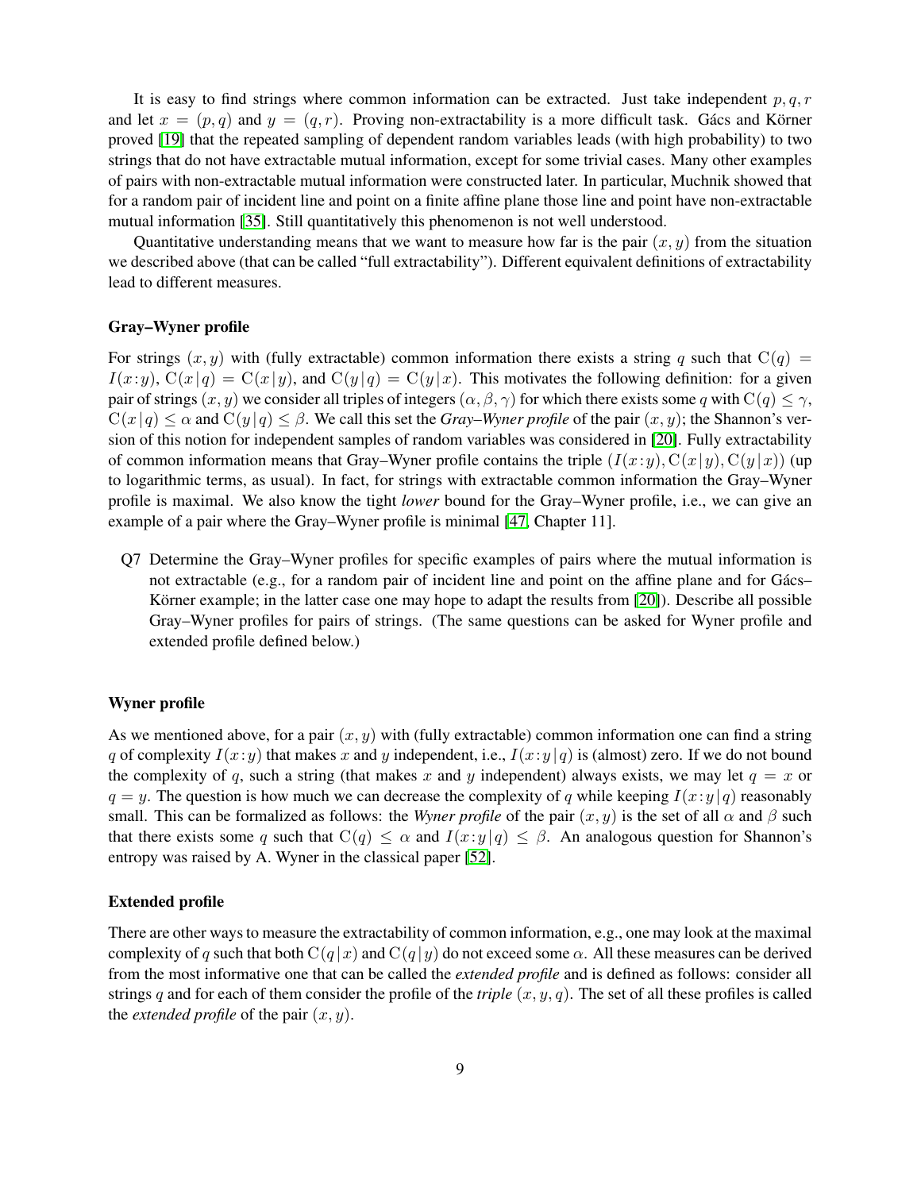It is easy to find strings where common information can be extracted. Just take independent $p, q, r$ and let $x = (p, q)$ and $y = (q, r)$. Proving non-extractability is a more difficult task. Gács and Körner proved [19] that the repeated sampling of dependent random variables leads (with high probability) to two strings that do not have extractable mutual information, except for some trivial cases. Many other examples of pairs with non-extractable mutual information were constructed later. In particular, Muchnik showed that for a random pair of incident line and point on a finite affine plane those line and point have non-extractable mutual information [35]. Still quantitatively this phenomenon is not well understood.

Quantitative understanding means that we want to measure how far is the pair $(x, y)$ from the situation we described above (that can be called "full extractability"). Different equivalent definitions of extractability lead to different measures.

### Gray–Wyner profile

For strings $(x, y)$ with (fully extractable) common information there exists a string $q$ such that $\mathrm{C}(q) = I(x\,{:}\,y)$, $\mathrm{C}(x\,|\,q) = \mathrm{C}(x\,|\,y)$, and $\mathrm{C}(y\,|\,q) = \mathrm{C}(y\,|\,x)$. This motivates the following definition: for a given pair of strings $(x, y)$ we consider all triples of integers $(\alpha, \beta, \gamma)$ for which there exists some $q$ with $\mathrm{C}(q) \leq \gamma$, $\mathrm{C}(x\,|\,q) \leq \alpha$ and $\mathrm{C}(y\,|\,q) \leq \beta$. We call this set the *Gray–Wyner profile* of the pair $(x, y)$; the Shannon's version of this notion for independent samples of random variables was considered in [20]. Fully extractability of common information means that Gray–Wyner profile contains the triple $(I(x\,{:}\,y), \mathrm{C}(x\,|\,y), \mathrm{C}(y\,|\,x))$ (up to logarithmic terms, as usual). In fact, for strings with extractable common information the Gray–Wyner profile is maximal. We also know the tight *lower* bound for the Gray–Wyner profile, i.e., we can give an example of a pair where the Gray–Wyner profile is minimal [47, Chapter 11].

Q7 Determine the Gray–Wyner profiles for specific examples of pairs where the mutual information is not extractable (e.g., for a random pair of incident line and point on the affine plane and for Gács–Körner example; in the latter case one may hope to adapt the results from [20]). Describe all possible Gray–Wyner profiles for pairs of strings. (The same questions can be asked for Wyner profile and extended profile defined below.)

### Wyner profile

As we mentioned above, for a pair $(x, y)$ with (fully extractable) common information one can find a string $q$ of complexity $I(x\,{:}\,y)$ that makes $x$ and $y$ independent, i.e., $I(x\,{:}\,y\,|\,q)$ is (almost) zero. If we do not bound the complexity of $q$, such a string (that makes $x$ and $y$ independent) always exists, we may let $q = x$ or $q = y$. The question is how much we can decrease the complexity of $q$ while keeping $I(x\,{:}\,y\,|\,q)$ reasonably small. This can be formalized as follows: the *Wyner profile* of the pair $(x, y)$ is the set of all $\alpha$ and $\beta$ such that there exists some $q$ such that $\mathrm{C}(q) \leq \alpha$ and $I(x\,{:}\,y\,|\,q) \leq \beta$. An analogous question for Shannon's entropy was raised by A. Wyner in the classical paper [52].

### Extended profile

There are other ways to measure the extractability of common information, e.g., one may look at the maximal complexity of $q$ such that both $\mathrm{C}(q\,|\,x)$ and $\mathrm{C}(q\,|\,y)$ do not exceed some $\alpha$. All these measures can be derived from the most informative one that can be called the *extended profile* and is defined as follows: consider all strings $q$ and for each of them consider the profile of the *triple* $(x, y, q)$. The set of all these profiles is called the *extended profile* of the pair $(x, y)$.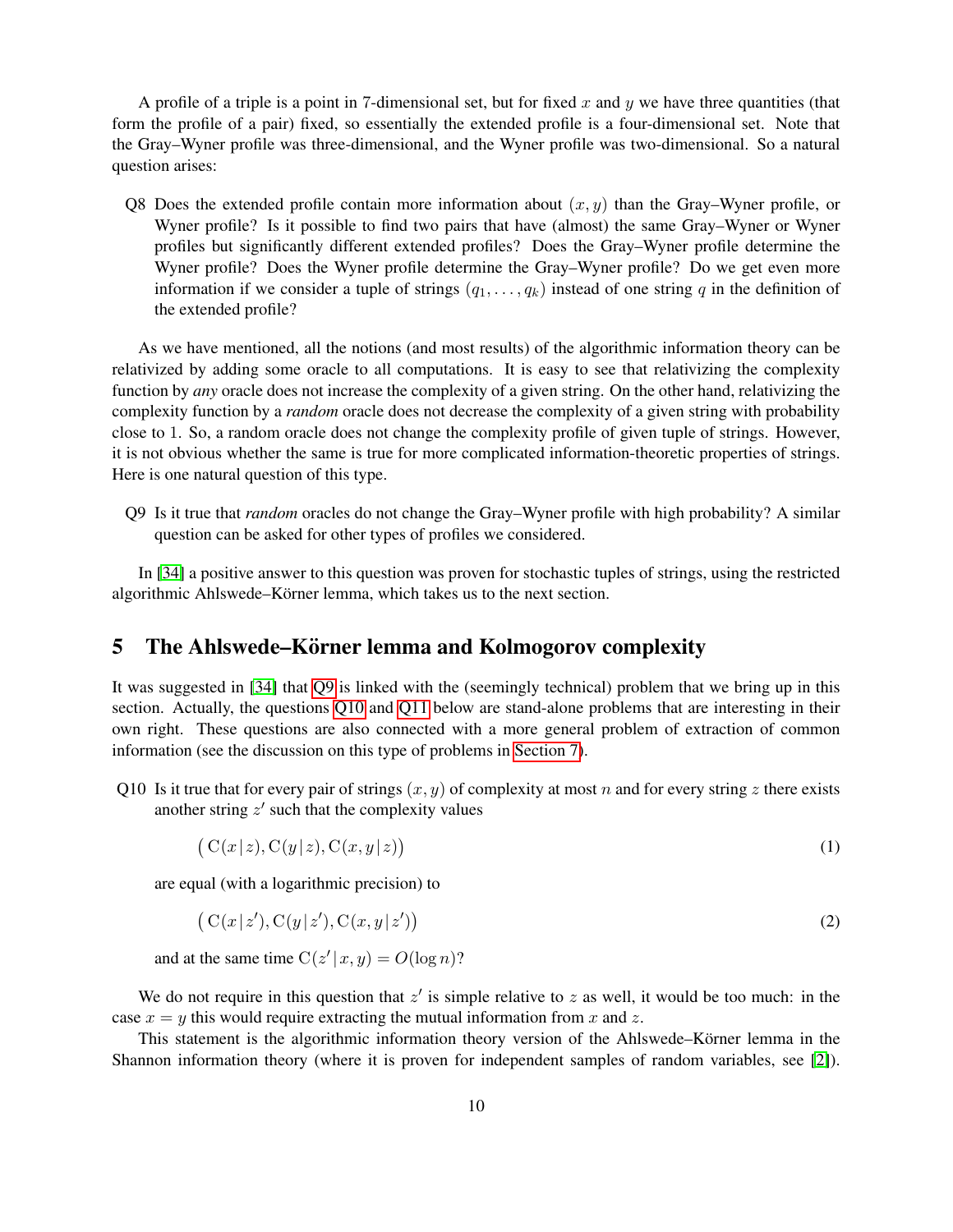A profile of a triple is a point in 7-dimensional set, but for fixed $x$ and $y$ we have three quantities (that form the profile of a pair) fixed, so essentially the extended profile is a four-dimensional set. Note that the Gray–Wyner profile was three-dimensional, and the Wyner profile was two-dimensional. So a natural question arises:

Q8 Does the extended profile contain more information about $(x, y)$ than the Gray–Wyner profile, or Wyner profile? Is it possible to find two pairs that have (almost) the same Gray–Wyner or Wyner profiles but significantly different extended profiles? Does the Gray–Wyner profile determine the Wyner profile? Does the Wyner profile determine the Gray–Wyner profile? Do we get even more information if we consider a tuple of strings $(q_1, \ldots, q_k)$ instead of one string $q$ in the definition of the extended profile?

As we have mentioned, all the notions (and most results) of the algorithmic information theory can be relativized by adding some oracle to all computations. It is easy to see that relativizing the complexity function by *any* oracle does not increase the complexity of a given string. On the other hand, relativizing the complexity function by a *random* oracle does not decrease the complexity of a given string with probability close to 1. So, a random oracle does not change the complexity profile of given tuple of strings. However, it is not obvious whether the same is true for more complicated information-theoretic properties of strings. Here is one natural question of this type.

Q9 Is it true that *random* oracles do not change the Gray–Wyner profile with high probability? A similar question can be asked for other types of profiles we considered.

In [34] a positive answer to this question was proven for stochastic tuples of strings, using the restricted algorithmic Ahlswede–Körner lemma, which takes us to the next section.

## 5 The Ahlswede–Körner lemma and Kolmogorov complexity

It was suggested in [34] that Q9 is linked with the (seemingly technical) problem that we bring up in this section. Actually, the questions Q10 and Q11 below are stand-alone problems that are interesting in their own right. These questions are also connected with a more general problem of extraction of common information (see the discussion on this type of problems in Section 7).

Q10 Is it true that for every pair of strings $(x, y)$ of complexity at most $n$ and for every string $z$ there exists another string $z'$ such that the complexity values

$$\big(\,\mathrm{C}(x\,|\,z), \mathrm{C}(y\,|\,z), \mathrm{C}(x, y\,|\,z)\big) \tag{1}$$

are equal (with a logarithmic precision) to

$$\big(\,\mathrm{C}(x\,|\,z'), \mathrm{C}(y\,|\,z'), \mathrm{C}(x, y\,|\,z')\big) \tag{2}$$

and at the same time $\mathrm{C}(z'\,|\,x, y) = O(\log n)$?

We do not require in this question that $z'$ is simple relative to $z$ as well, it would be too much: in the case $x = y$ this would require extracting the mutual information from $x$ and $z$.

This statement is the algorithmic information theory version of the Ahlswede–Körner lemma in the Shannon information theory (where it is proven for independent samples of random variables, see [2]).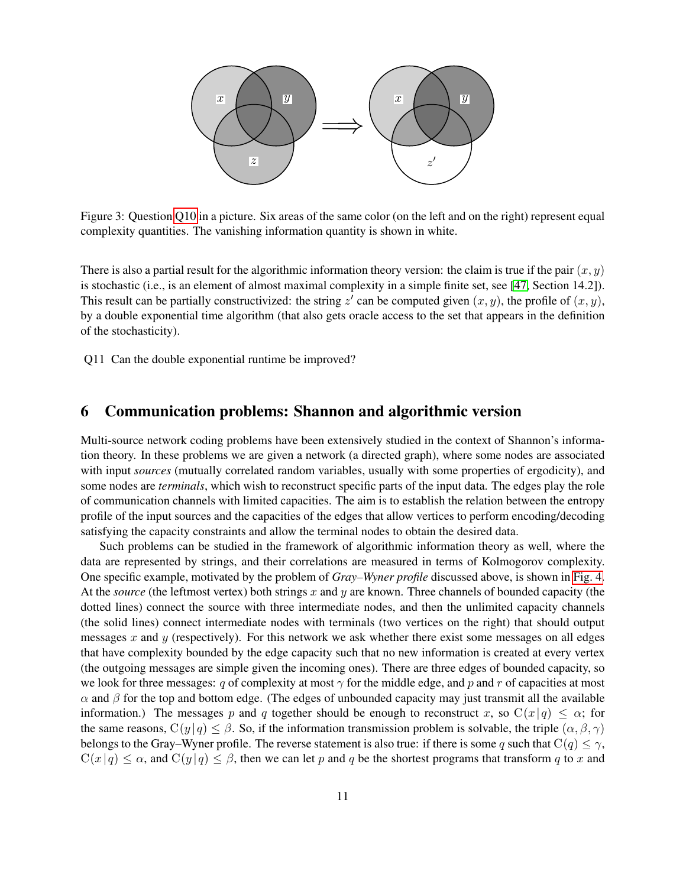Figure 3: Question Q10 in a picture. Six areas of the same color (on the left and on the right) represent equal complexity quantities. The vanishing information quantity is shown in white.

There is also a partial result for the algorithmic information theory version: the claim is true if the pair $(x, y)$ is stochastic (i.e., is an element of almost maximal complexity in a simple finite set, see [47, Section 14.2]). This result can be partially constructivized: the string $z'$ can be computed given $(x, y)$, the profile of $(x, y)$, by a double exponential time algorithm (that also gets oracle access to the set that appears in the definition of the stochasticity).

Q11 Can the double exponential runtime be improved?

# 6 Communication problems: Shannon and algorithmic version

Multi-source network coding problems have been extensively studied in the context of Shannon's information theory. In these problems we are given a network (a directed graph), where some nodes are associated with input *sources* (mutually correlated random variables, usually with some properties of ergodicity), and some nodes are *terminals*, which wish to reconstruct specific parts of the input data. The edges play the role of communication channels with limited capacities. The aim is to establish the relation between the entropy profile of the input sources and the capacities of the edges that allow vertices to perform encoding/decoding satisfying the capacity constraints and allow the terminal nodes to obtain the desired data.

Such problems can be studied in the framework of algorithmic information theory as well, where the data are represented by strings, and their correlations are measured in terms of Kolmogorov complexity. One specific example, motivated by the problem of *Gray–Wyner profile* discussed above, is shown in Fig. 4. At the *source* (the leftmost vertex) both strings $x$ and $y$ are known. Three channels of bounded capacity (the dotted lines) connect the source with three intermediate nodes, and then the unlimited capacity channels (the solid lines) connect intermediate nodes with terminals (two vertices on the right) that should output messages $x$ and $y$ (respectively). For this network we ask whether there exist some messages on all edges that have complexity bounded by the edge capacity such that no new information is created at every vertex (the outgoing messages are simple given the incoming ones). There are three edges of bounded capacity, so we look for three messages: $q$ of complexity at most $\gamma$ for the middle edge, and $p$ and $r$ of capacities at most $\alpha$ and $\beta$ for the top and bottom edge. (The edges of unbounded capacity may just transmit all the available information.) The messages $p$ and $q$ together should be enough to reconstruct $x$, so $\mathrm{C}(x\,|\,q) \leq \alpha$; for the same reasons, $\mathrm{C}(y\,|\,q) \leq \beta$. So, if the information transmission problem is solvable, the triple $(\alpha, \beta, \gamma)$ belongs to the Gray–Wyner profile. The reverse statement is also true: if there is some $q$ such that $\mathrm{C}(q) \leq \gamma$, $\mathrm{C}(x\,|\,q) \leq \alpha$, and $\mathrm{C}(y\,|\,q) \leq \beta$, then we can let $p$ and $q$ be the shortest programs that transform $q$ to $x$ and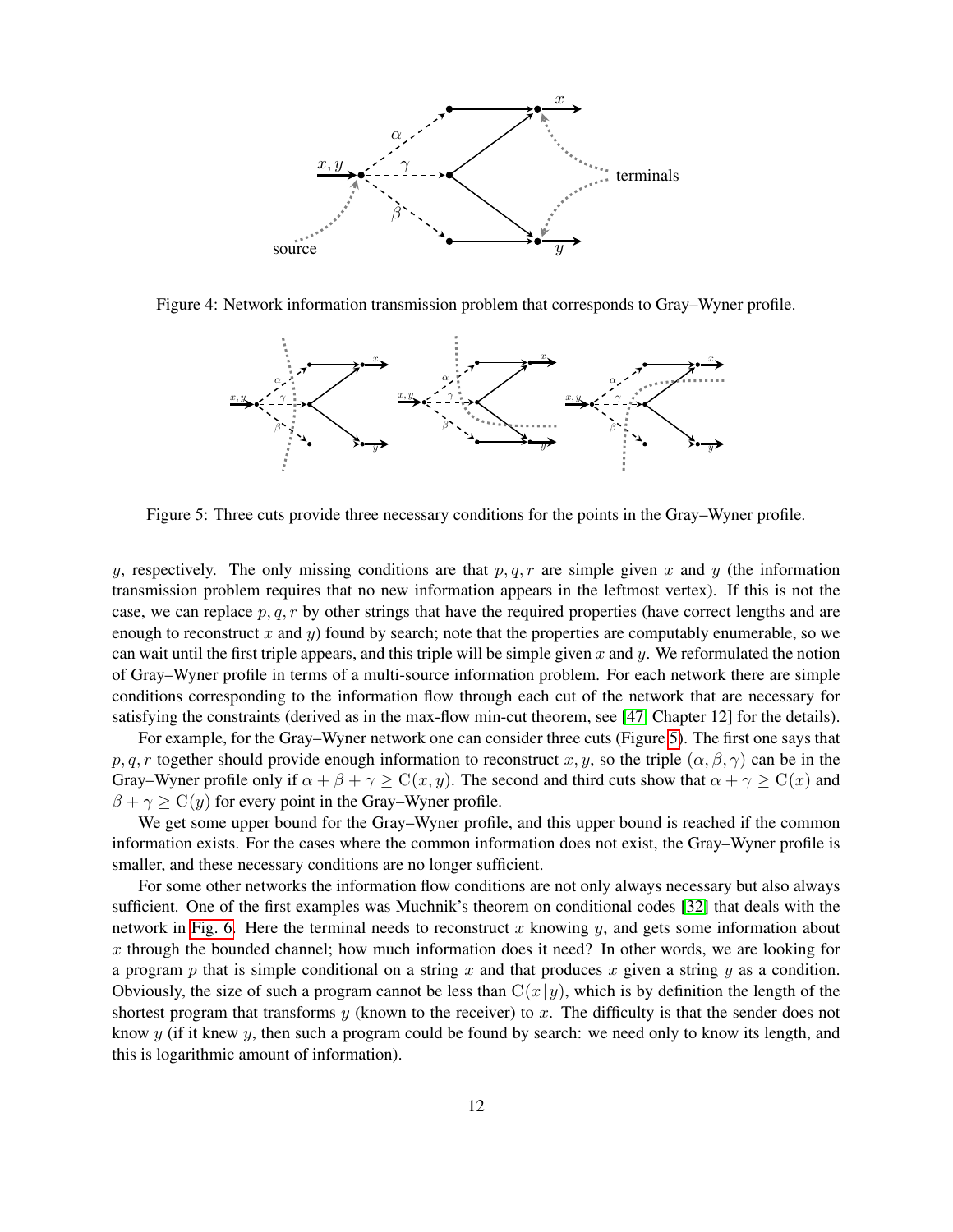Figure 4: Network information transmission problem that corresponds to Gray–Wyner profile.

Figure 5: Three cuts provide three necessary conditions for the points in the Gray–Wyner profile.

$y$, respectively. The only missing conditions are that $p, q, r$ are simple given $x$ and $y$ (the information transmission problem requires that no new information appears in the leftmost vertex). If this is not the case, we can replace $p, q, r$ by other strings that have the required properties (have correct lengths and are enough to reconstruct $x$ and $y$) found by search; note that the properties are computably enumerable, so we can wait until the first triple appears, and this triple will be simple given $x$ and $y$. We reformulated the notion of Gray–Wyner profile in terms of a multi-source information problem. For each network there are simple conditions corresponding to the information flow through each cut of the network that are necessary for satisfying the constraints (derived as in the max-flow min-cut theorem, see [47, Chapter 12] for the details).

For example, for the Gray–Wyner network one can consider three cuts (Figure 5). The first one says that $p, q, r$ together should provide enough information to reconstruct $x, y$, so the triple $(\alpha, \beta, \gamma)$ can be in the Gray–Wyner profile only if $\alpha + \beta + \gamma \geq \mathrm{C}(x, y)$. The second and third cuts show that $\alpha + \gamma \geq \mathrm{C}(x)$ and $\beta + \gamma \geq \mathrm{C}(y)$ for every point in the Gray–Wyner profile.

We get some upper bound for the Gray–Wyner profile, and this upper bound is reached if the common information exists. For the cases where the common information does not exist, the Gray–Wyner profile is smaller, and these necessary conditions are no longer sufficient.

For some other networks the information flow conditions are not only always necessary but also always sufficient. One of the first examples was Muchnik's theorem on conditional codes [32] that deals with the network in Fig. 6. Here the terminal needs to reconstruct $x$ knowing $y$, and gets some information about $x$ through the bounded channel; how much information does it need? In other words, we are looking for a program $p$ that is simple conditional on a string $x$ and that produces $x$ given a string $y$ as a condition. Obviously, the size of such a program cannot be less than $\mathrm{C}(x \mid y)$, which is by definition the length of the shortest program that transforms $y$ (known to the receiver) to $x$. The difficulty is that the sender does not know $y$ (if it knew $y$, then such a program could be found by search: we need only to know its length, and this is logarithmic amount of information).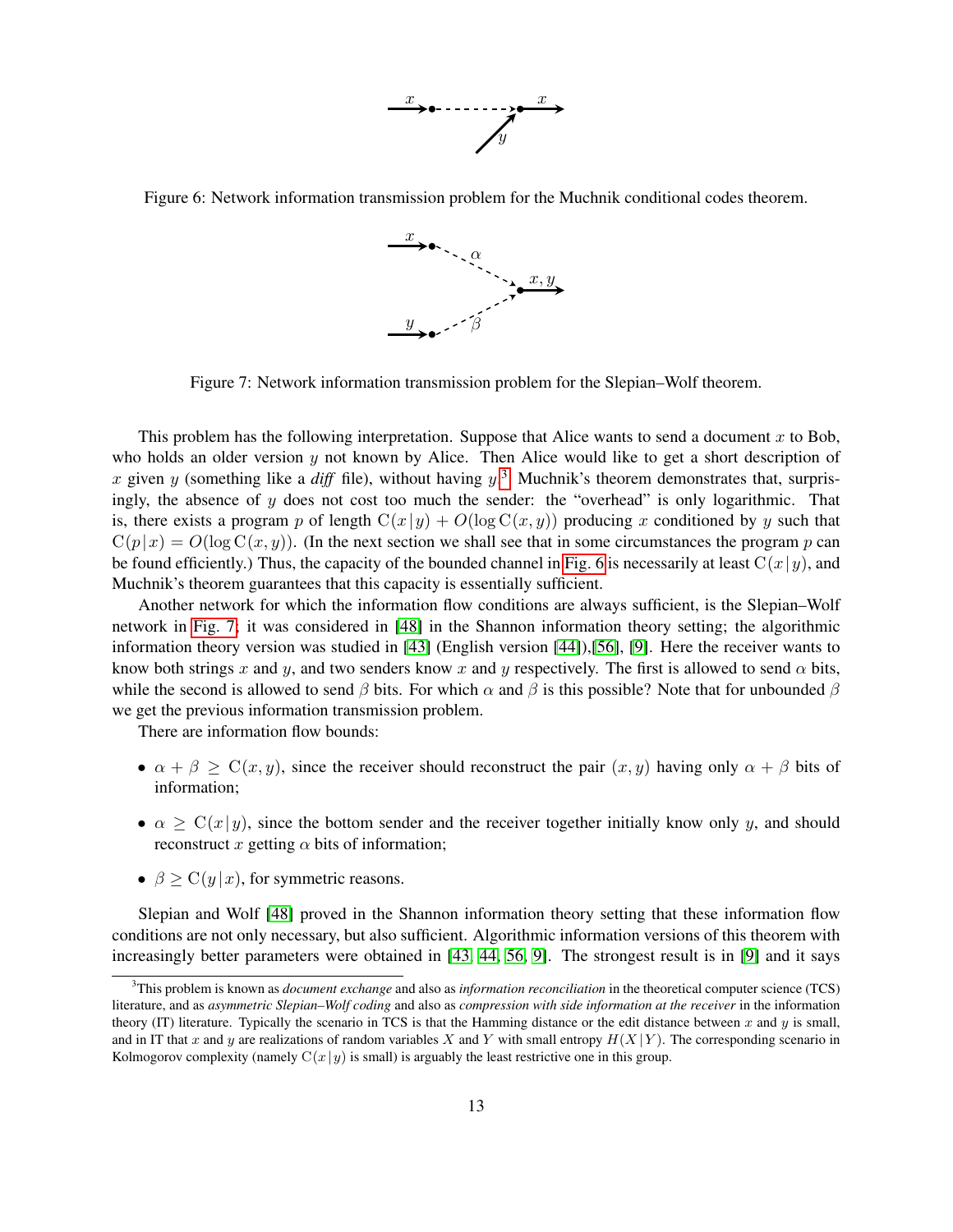Figure 6: Network information transmission problem for the Muchnik conditional codes theorem.

Figure 7: Network information transmission problem for the Slepian–Wolf theorem.

This problem has the following interpretation. Suppose that Alice wants to send a document $x$ to Bob, who holds an older version $y$ not known by Alice. Then Alice would like to get a short description of $x$ given $y$ (something like a *diff* file), without having $y$.[3] Muchnik's theorem demonstrates that, surprisingly, the absence of $y$ does not cost too much the sender: the "overhead" is only logarithmic. That is, there exists a program $p$ of length $\mathrm{C}(x\,|\,y) + O(\log \mathrm{C}(x, y))$ producing $x$ conditioned by $y$ such that $\mathrm{C}(p\,|\,x) = O(\log \mathrm{C}(x, y))$. (In the next section we shall see that in some circumstances the program $p$ can be found efficiently.) Thus, the capacity of the bounded channel in Fig. 6 is necessarily at least $\mathrm{C}(x\,|\,y)$, and Muchnik's theorem guarantees that this capacity is essentially sufficient.

Another network for which the information flow conditions are always sufficient, is the Slepian–Wolf network in Fig. 7; it was considered in [48] in the Shannon information theory setting; the algorithmic information theory version was studied in [43] (English version [44]),[56], [9]. Here the receiver wants to know both strings $x$ and $y$, and two senders know $x$ and $y$ respectively. The first is allowed to send $\alpha$ bits, while the second is allowed to send $\beta$ bits. For which $\alpha$ and $\beta$ is this possible? Note that for unbounded $\beta$ we get the previous information transmission problem.

There are information flow bounds:

- $\alpha + \beta \geq \mathrm{C}(x, y)$, since the receiver should reconstruct the pair $(x, y)$ having only $\alpha + \beta$ bits of information;
- $\alpha \geq \mathrm{C}(x\,|\,y)$, since the bottom sender and the receiver together initially know only $y$, and should reconstruct $x$ getting $\alpha$ bits of information;
- $\beta \geq \mathrm{C}(y\,|\,x)$, for symmetric reasons.

Slepian and Wolf [48] proved in the Shannon information theory setting that these information flow conditions are not only necessary, but also sufficient. Algorithmic information versions of this theorem with increasingly better parameters were obtained in [43, 44, 56, 9]. The strongest result is in [9] and it says

[3] This problem is known as *document exchange* and also as *information reconciliation* in the theoretical computer science (TCS) literature, and as *asymmetric Slepian–Wolf coding* and also as *compression with side information at the receiver* in the information theory (IT) literature. Typically the scenario in TCS is that the Hamming distance or the edit distance between $x$ and $y$ is small, and in IT that $x$ and $y$ are realizations of random variables $X$ and $Y$ with small entropy $H(X\,|\,Y)$. The corresponding scenario in Kolmogorov complexity (namely $\mathrm{C}(x\,|\,y)$ is small) is arguably the least restrictive one in this group.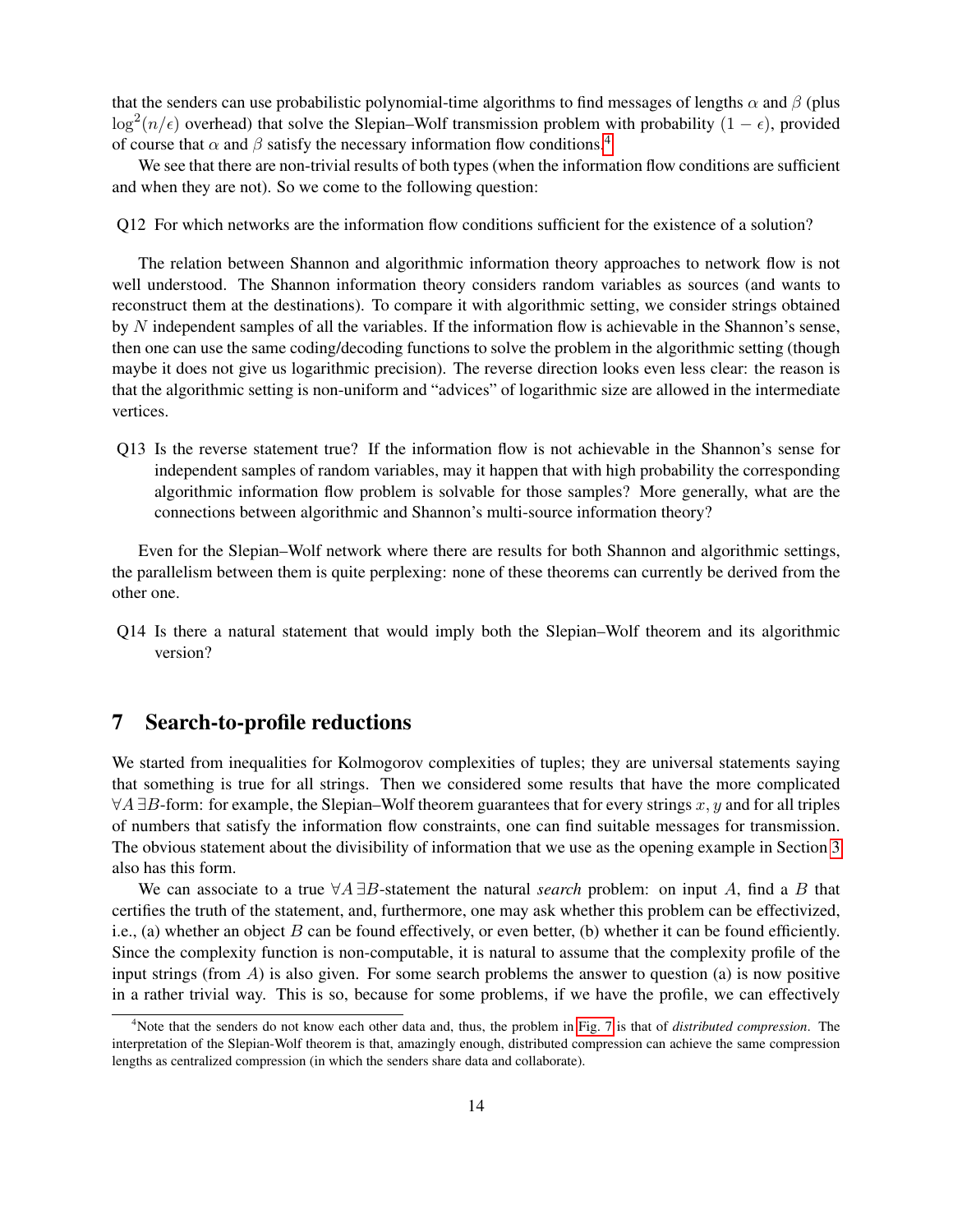that the senders can use probabilistic polynomial-time algorithms to find messages of lengths $\alpha$ and $\beta$ (plus $\log^2(n/\epsilon)$ overhead) that solve the Slepian–Wolf transmission problem with probability $(1-\epsilon)$, provided of course that $\alpha$ and $\beta$ satisfy the necessary information flow conditions.[4]

We see that there are non-trivial results of both types (when the information flow conditions are sufficient and when they are not). So we come to the following question:

Q12 For which networks are the information flow conditions sufficient for the existence of a solution?

The relation between Shannon and algorithmic information theory approaches to network flow is not well understood. The Shannon information theory considers random variables as sources (and wants to reconstruct them at the destinations). To compare it with algorithmic setting, we consider strings obtained by $N$ independent samples of all the variables. If the information flow is achievable in the Shannon's sense, then one can use the same coding/decoding functions to solve the problem in the algorithmic setting (though maybe it does not give us logarithmic precision). The reverse direction looks even less clear: the reason is that the algorithmic setting is non-uniform and "advices" of logarithmic size are allowed in the intermediate vertices.

Q13 Is the reverse statement true? If the information flow is not achievable in the Shannon's sense for independent samples of random variables, may it happen that with high probability the corresponding algorithmic information flow problem is solvable for those samples? More generally, what are the connections between algorithmic and Shannon's multi-source information theory?

Even for the Slepian–Wolf network where there are results for both Shannon and algorithmic settings, the parallelism between them is quite perplexing: none of these theorems can currently be derived from the other one.

Q14 Is there a natural statement that would imply both the Slepian–Wolf theorem and its algorithmic version?

## 7 Search-to-profile reductions

We started from inequalities for Kolmogorov complexities of tuples; they are universal statements saying that something is true for all strings. Then we considered some results that have the more complicated $\forall A\, \exists B$-form: for example, the Slepian–Wolf theorem guarantees that for every strings $x, y$ and for all triples of numbers that satisfy the information flow constraints, one can find suitable messages for transmission. The obvious statement about the divisibility of information that we use as the opening example in Section 3 also has this form.

We can associate to a true $\forall A\, \exists B$-statement the natural *search* problem: on input $A$, find a $B$ that certifies the truth of the statement, and, furthermore, one may ask whether this problem can be effectivized, i.e., (a) whether an object $B$ can be found effectively, or even better, (b) whether it can be found efficiently. Since the complexity function is non-computable, it is natural to assume that the complexity profile of the input strings (from $A$) is also given. For some search problems the answer to question (a) is now positive in a rather trivial way. This is so, because for some problems, if we have the profile, we can effectively

[4] Note that the senders do not know each other data and, thus, the problem in Fig. 7 is that of *distributed compression*. The interpretation of the Slepian-Wolf theorem is that, amazingly enough, distributed compression can achieve the same compression lengths as centralized compression (in which the senders share data and collaborate).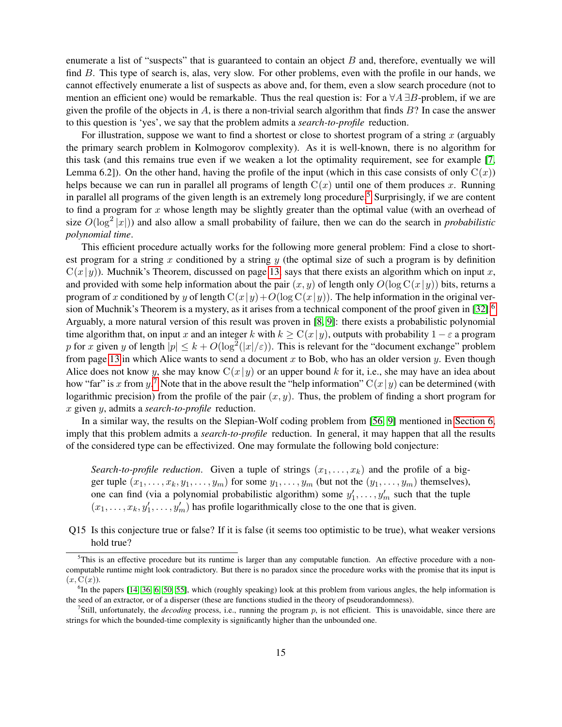enumerate a list of "suspects" that is guaranteed to contain an object $B$ and, therefore, eventually we will find $B$. This type of search is, alas, very slow. For other problems, even with the profile in our hands, we cannot effectively enumerate a list of suspects as above and, for them, even a slow search procedure (not to mention an efficient one) would be remarkable. Thus the real question is: For a $\forall A\, \exists B$-problem, if we are given the profile of the objects in $A$, is there a non-trivial search algorithm that finds $B$? In case the answer to this question is 'yes', we say that the problem admits a *search-to-profile* reduction.

For illustration, suppose we want to find a shortest or close to shortest program of a string $x$ (arguably the primary search problem in Kolmogorov complexity). As it is well-known, there is no algorithm for this task (and this remains true even if we weaken a lot the optimality requirement, see for example [7, Lemma 6.2]). On the other hand, having the profile of the input (which in this case consists of only $\mathrm{C}(x)$) helps because we can run in parallel all programs of length $\mathrm{C}(x)$ until one of them produces $x$. Running in parallel all programs of the given length is an extremely long procedure.[5] Surprisingly, if we are content to find a program for $x$ whose length may be slightly greater than the optimal value (with an overhead of size $O(\log^2 |x|)$) and also allow a small probability of failure, then we can do the search in *probabilistic polynomial time*.

This efficient procedure actually works for the following more general problem: Find a close to shortest program for a string $x$ conditioned by a string $y$ (the optimal size of such a program is by definition $\mathrm{C}(x \mid y)$). Muchnik's Theorem, discussed on page 13, says that there exists an algorithm which on input $x$, and provided with some help information about the pair $(x, y)$ of length only $O(\log \mathrm{C}(x \mid y))$ bits, returns a program of $x$ conditioned by $y$ of length $\mathrm{C}(x \mid y) + O(\log \mathrm{C}(x \mid y))$. The help information in the original version of Muchnik's Theorem is a mystery, as it arises from a technical component of the proof given in [32].[6] Arguably, a more natural version of this result was proven in [8, 9]: there exists a probabilistic polynomial time algorithm that, on input $x$ and an integer $k$ with $k \geq \mathrm{C}(x \mid y)$, outputs with probability $1 - \varepsilon$ a program $p$ for $x$ given $y$ of length $|p| \leq k + O(\log^2(|x|/\varepsilon))$. This is relevant for the "document exchange" problem from page 13 in which Alice wants to send a document $x$ to Bob, who has an older version $y$. Even though Alice does not know $y$, she may know $\mathrm{C}(x \mid y)$ or an upper bound $k$ for it, i.e., she may have an idea about how "far" is $x$ from $y$.[7] Note that in the above result the "help information" $\mathrm{C}(x \mid y)$ can be determined (with logarithmic precision) from the profile of the pair $(x, y)$. Thus, the problem of finding a short program for $x$ given $y$, admits a *search-to-profile* reduction.

In a similar way, the results on the Slepian-Wolf coding problem from [56, 9] mentioned in Section 6, imply that this problem admits a *search-to-profile* reduction. In general, it may happen that all the results of the considered type can be effectivized. One may formulate the following bold conjecture:

> *Search-to-profile reduction.* Given a tuple of strings $(x_1, \ldots, x_k)$ and the profile of a bigger tuple $(x_1, \ldots, x_k, y_1, \ldots, y_m)$ for some $y_1, \ldots, y_m$ (but not the $(y_1, \ldots, y_m)$ themselves), one can find (via a polynomial probabilistic algorithm) some $y'_1, \ldots, y'_m$ such that the tuple $(x_1, \ldots, x_k, y'_1, \ldots, y'_m)$ has profile logarithmically close to the one that is given.

Q15 Is this conjecture true or false? If it is false (it seems too optimistic to be true), what weaker versions hold true?

---

[5] This is an effective procedure but its runtime is larger than any computable function. An effective procedure with a non-computable runtime might look contradictory. But there is no paradox since the procedure works with the promise that its input is $(x, \mathrm{C}(x))$.

[6] In the papers [14, 36, 6, 50, 55], which (roughly speaking) look at this problem from various angles, the help information is the seed of an extractor, or of a disperser (these are functions studied in the theory of pseudorandomness).

[7] Still, unfortunately, the *decoding* process, i.e., running the program $p$, is not efficient. This is unavoidable, since there are strings for which the bounded-time complexity is significantly higher than the unbounded one.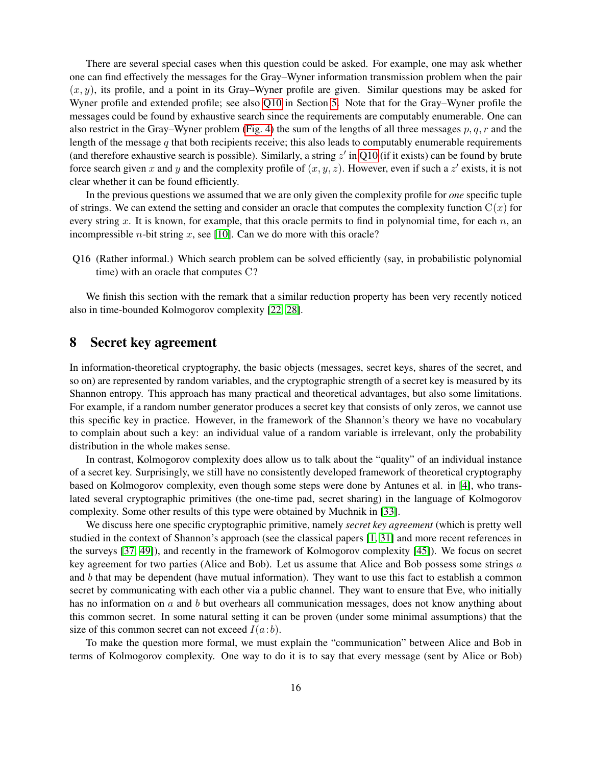There are several special cases when this question could be asked. For example, one may ask whether one can find effectively the messages for the Gray–Wyner information transmission problem when the pair $(x, y)$, its profile, and a point in its Gray–Wyner profile are given. Similar questions may be asked for Wyner profile and extended profile; see also Q10 in Section 5. Note that for the Gray–Wyner profile the messages could be found by exhaustive search since the requirements are computably enumerable. One can also restrict in the Gray–Wyner problem (Fig. 4) the sum of the lengths of all three messages $p, q, r$ and the length of the message $q$ that both recipients receive; this also leads to computably enumerable requirements (and therefore exhaustive search is possible). Similarly, a string $z'$ in Q10 (if it exists) can be found by brute force search given $x$ and $y$ and the complexity profile of $(x, y, z)$. However, even if such a $z'$ exists, it is not clear whether it can be found efficiently.

In the previous questions we assumed that we are only given the complexity profile for *one* specific tuple of strings. We can extend the setting and consider an oracle that computes the complexity function $\mathrm{C}(x)$ for every string $x$. It is known, for example, that this oracle permits to find in polynomial time, for each $n$, an incompressible $n$-bit string $x$, see [10]. Can we do more with this oracle?

Q16 (Rather informal.) Which search problem can be solved efficiently (say, in probabilistic polynomial time) with an oracle that computes $\mathrm{C}$?

We finish this section with the remark that a similar reduction property has been very recently noticed also in time-bounded Kolmogorov complexity [22, 28].

# 8 Secret key agreement

In information-theoretical cryptography, the basic objects (messages, secret keys, shares of the secret, and so on) are represented by random variables, and the cryptographic strength of a secret key is measured by its Shannon entropy. This approach has many practical and theoretical advantages, but also some limitations. For example, if a random number generator produces a secret key that consists of only zeros, we cannot use this specific key in practice. However, in the framework of the Shannon's theory we have no vocabulary to complain about such a key: an individual value of a random variable is irrelevant, only the probability distribution in the whole makes sense.

In contrast, Kolmogorov complexity does allow us to talk about the "quality" of an individual instance of a secret key. Surprisingly, we still have no consistently developed framework of theoretical cryptography based on Kolmogorov complexity, even though some steps were done by Antunes et al. in [4], who translated several cryptographic primitives (the one-time pad, secret sharing) in the language of Kolmogorov complexity. Some other results of this type were obtained by Muchnik in [33].

We discuss here one specific cryptographic primitive, namely *secret key agreement* (which is pretty well studied in the context of Shannon's approach (see the classical papers [1, 31] and more recent references in the surveys [37, 49]), and recently in the framework of Kolmogorov complexity [45]). We focus on secret key agreement for two parties (Alice and Bob). Let us assume that Alice and Bob possess some strings $a$ and $b$ that may be dependent (have mutual information). They want to use this fact to establish a common secret by communicating with each other via a public channel. They want to ensure that Eve, who initially has no information on $a$ and $b$ but overhears all communication messages, does not know anything about this common secret. In some natural setting it can be proven (under some minimal assumptions) that the size of this common secret can not exceed $I(a : b)$.

To make the question more formal, we must explain the "communication" between Alice and Bob in terms of Kolmogorov complexity. One way to do it is to say that every message (sent by Alice or Bob)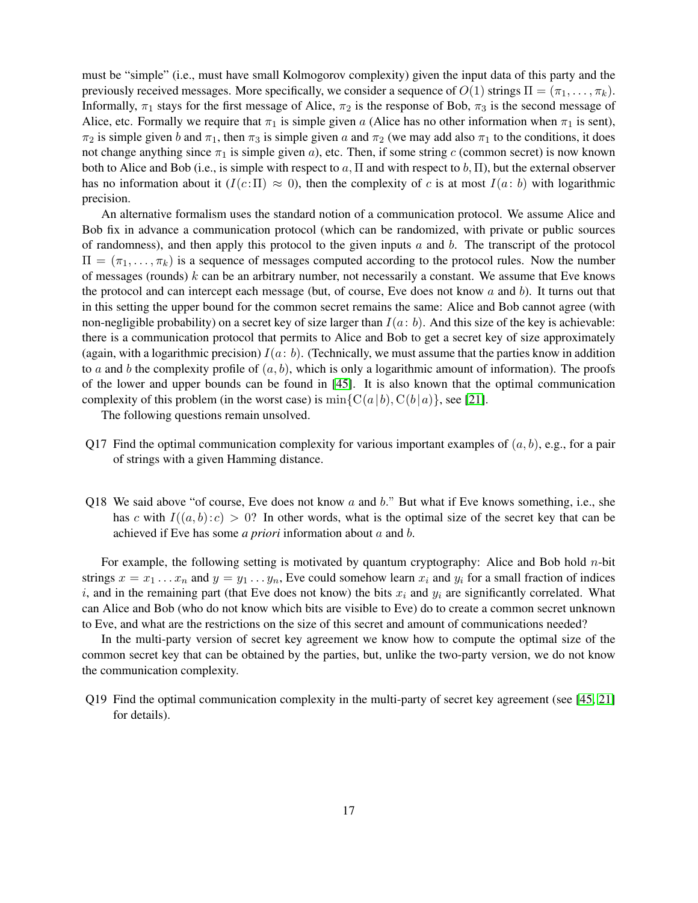must be "simple" (i.e., must have small Kolmogorov complexity) given the input data of this party and the previously received messages. More specifically, we consider a sequence of $O(1)$ strings $\Pi = (\pi_1, \ldots, \pi_k)$. Informally, $\pi_1$ stays for the first message of Alice, $\pi_2$ is the response of Bob, $\pi_3$ is the second message of Alice, etc. Formally we require that $\pi_1$ is simple given $a$ (Alice has no other information when $\pi_1$ is sent), $\pi_2$ is simple given $b$ and $\pi_1$, then $\pi_3$ is simple given $a$ and $\pi_2$ (we may add also $\pi_1$ to the conditions, it does not change anything since $\pi_1$ is simple given $a$), etc. Then, if some string $c$ (common secret) is now known both to Alice and Bob (i.e., is simple with respect to $a, \Pi$ and with respect to $b, \Pi$), but the external observer has no information about it ($I(c{:}\Pi) \approx 0$), then the complexity of $c$ is at most $I(a{:}\, b)$ with logarithmic precision.

An alternative formalism uses the standard notion of a communication protocol. We assume Alice and Bob fix in advance a communication protocol (which can be randomized, with private or public sources of randomness), and then apply this protocol to the given inputs $a$ and $b$. The transcript of the protocol $\Pi = (\pi_1, \ldots, \pi_k)$ is a sequence of messages computed according to the protocol rules. Now the number of messages (rounds) $k$ can be an arbitrary number, not necessarily a constant. We assume that Eve knows the protocol and can intercept each message (but, of course, Eve does not know $a$ and $b$). It turns out that in this setting the upper bound for the common secret remains the same: Alice and Bob cannot agree (with non-negligible probability) on a secret key of size larger than $I(a{:}\, b)$. And this size of the key is achievable: there is a communication protocol that permits to Alice and Bob to get a secret key of size approximately (again, with a logarithmic precision) $I(a{:}\, b)$. (Technically, we must assume that the parties know in addition to $a$ and $b$ the complexity profile of $(a, b)$, which is only a logarithmic amount of information). The proofs of the lower and upper bounds can be found in [45]. It is also known that the optimal communication complexity of this problem (in the worst case) is $\min\{\mathrm{C}(a\,|\,b), \mathrm{C}(b\,|\,a)\}$, see [21].

The following questions remain unsolved.

Q17 Find the optimal communication complexity for various important examples of $(a, b)$, e.g., for a pair of strings with a given Hamming distance.

Q18 We said above "of course, Eve does not know $a$ and $b$." But what if Eve knows something, i.e., she has $c$ with $I((a, b){:}c) > 0$? In other words, what is the optimal size of the secret key that can be achieved if Eve has some *a priori* information about $a$ and $b$.

For example, the following setting is motivated by quantum cryptography: Alice and Bob hold $n$-bit strings $x = x_1 \ldots x_n$ and $y = y_1 \ldots y_n$, Eve could somehow learn $x_i$ and $y_i$ for a small fraction of indices $i$, and in the remaining part (that Eve does not know) the bits $x_i$ and $y_i$ are significantly correlated. What can Alice and Bob (who do not know which bits are visible to Eve) do to create a common secret unknown to Eve, and what are the restrictions on the size of this secret and amount of communications needed?

In the multi-party version of secret key agreement we know how to compute the optimal size of the common secret key that can be obtained by the parties, but, unlike the two-party version, we do not know the communication complexity.

Q19 Find the optimal communication complexity in the multi-party of secret key agreement (see [45, 21] for details).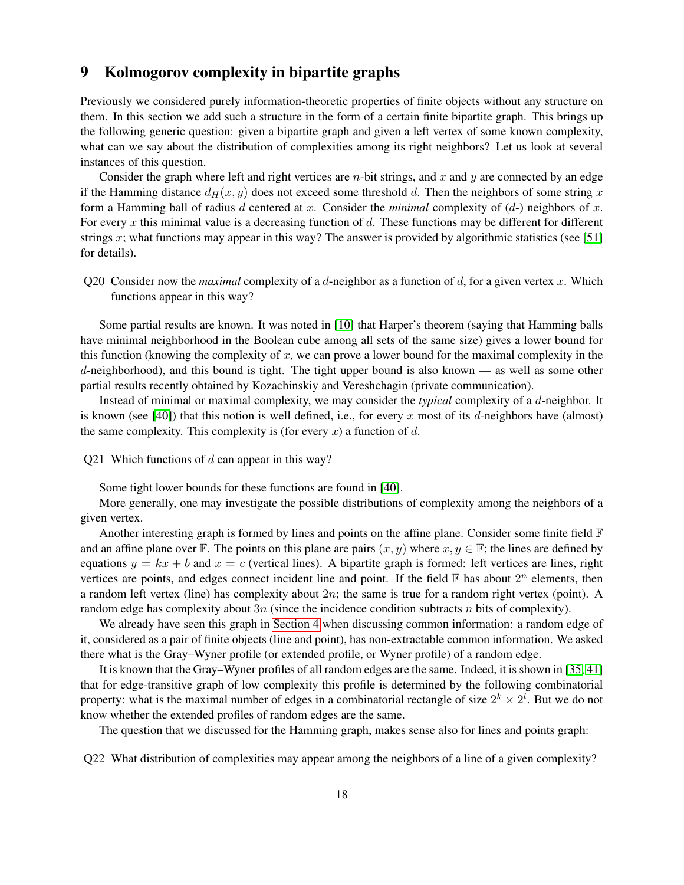## 9 Kolmogorov complexity in bipartite graphs

Previously we considered purely information-theoretic properties of finite objects without any structure on them. In this section we add such a structure in the form of a certain finite bipartite graph. This brings up the following generic question: given a bipartite graph and given a left vertex of some known complexity, what can we say about the distribution of complexities among its right neighbors? Let us look at several instances of this question.

Consider the graph where left and right vertices are $n$-bit strings, and $x$ and $y$ are connected by an edge if the Hamming distance $d_H(x, y)$ does not exceed some threshold $d$. Then the neighbors of some string $x$ form a Hamming ball of radius $d$ centered at $x$. Consider the *minimal* complexity of ($d$-) neighbors of $x$. For every $x$ this minimal value is a decreasing function of $d$. These functions may be different for different strings $x$; what functions may appear in this way? The answer is provided by algorithmic statistics (see [51] for details).

Q20 Consider now the *maximal* complexity of a $d$-neighbor as a function of $d$, for a given vertex $x$. Which functions appear in this way?

Some partial results are known. It was noted in [10] that Harper's theorem (saying that Hamming balls have minimal neighborhood in the Boolean cube among all sets of the same size) gives a lower bound for this function (knowing the complexity of $x$, we can prove a lower bound for the maximal complexity in the $d$-neighborhood), and this bound is tight. The tight upper bound is also known — as well as some other partial results recently obtained by Kozachinskiy and Vereshchagin (private communication).

Instead of minimal or maximal complexity, we may consider the *typical* complexity of a $d$-neighbor. It is known (see [40]) that this notion is well defined, i.e., for every $x$ most of its $d$-neighbors have (almost) the same complexity. This complexity is (for every $x$) a function of $d$.

Q21 Which functions of $d$ can appear in this way?

Some tight lower bounds for these functions are found in [40].

More generally, one may investigate the possible distributions of complexity among the neighbors of a given vertex.

Another interesting graph is formed by lines and points on the affine plane. Consider some finite field $\mathbb{F}$ and an affine plane over $\mathbb{F}$. The points on this plane are pairs $(x, y)$ where $x, y \in \mathbb{F}$; the lines are defined by equations $y = kx + b$ and $x = c$ (vertical lines). A bipartite graph is formed: left vertices are lines, right vertices are points, and edges connect incident line and point. If the field $\mathbb{F}$ has about $2^n$ elements, then a random left vertex (line) has complexity about $2n$; the same is true for a random right vertex (point). A random edge has complexity about $3n$ (since the incidence condition subtracts $n$ bits of complexity).

We already have seen this graph in Section 4 when discussing common information: a random edge of it, considered as a pair of finite objects (line and point), has non-extractable common information. We asked there what is the Gray–Wyner profile (or extended profile, or Wyner profile) of a random edge.

It is known that the Gray–Wyner profiles of all random edges are the same. Indeed, it is shown in [35, 41] that for edge-transitive graph of low complexity this profile is determined by the following combinatorial property: what is the maximal number of edges in a combinatorial rectangle of size $2^k \times 2^l$. But we do not know whether the extended profiles of random edges are the same.

The question that we discussed for the Hamming graph, makes sense also for lines and points graph:

Q22 What distribution of complexities may appear among the neighbors of a line of a given complexity?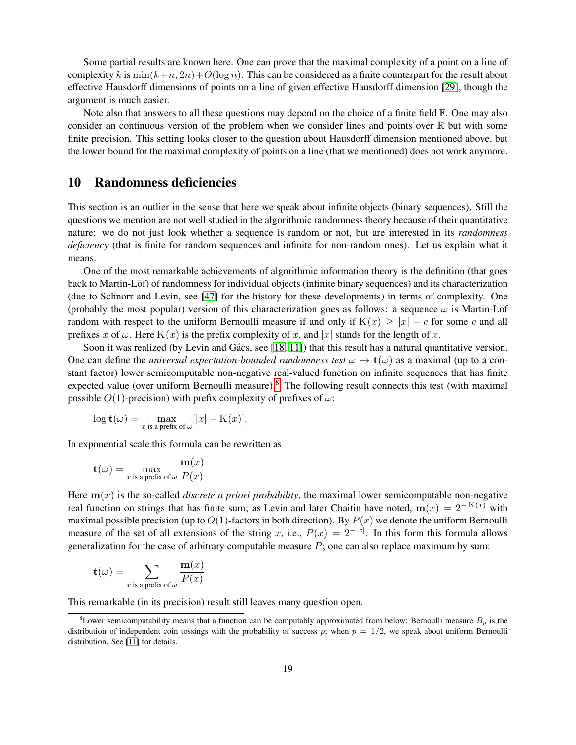Some partial results are known here. One can prove that the maximal complexity of a point on a line of complexity $k$ is $\min(k+n, 2n)+O(\log n)$. This can be considered as a finite counterpart for the result about effective Hausdorff dimensions of points on a line of given effective Hausdorff dimension [29], though the argument is much easier.

Note also that answers to all these questions may depend on the choice of a finite field $\mathbb{F}$. One may also consider an continuous version of the problem when we consider lines and points over $\mathbb{R}$ but with some finite precision. This setting looks closer to the question about Hausdorff dimension mentioned above, but the lower bound for the maximal complexity of points on a line (that we mentioned) does not work anymore.

## 10 Randomness deficiencies

This section is an outlier in the sense that here we speak about infinite objects (binary sequences). Still the questions we mention are not well studied in the algorithmic randomness theory because of their quantitative nature: we do not just look whether a sequence is random or not, but are interested in its *randomness deficiency* (that is finite for random sequences and infinite for non-random ones). Let us explain what it means.

One of the most remarkable achievements of algorithmic information theory is the definition (that goes back to Martin-Löf) of randomness for individual objects (infinite binary sequences) and its characterization (due to Schnorr and Levin, see [47] for the history for these developments) in terms of complexity. One (probably the most popular) version of this characterization goes as follows: a sequence $\omega$ is Martin-Löf random with respect to the uniform Bernoulli measure if and only if $\mathrm{K}(x) \geq |x| - c$ for some $c$ and all prefixes $x$ of $\omega$. Here $\mathrm{K}(x)$ is the prefix complexity of $x$, and $|x|$ stands for the length of $x$.

Soon it was realized (by Levin and Gács, see [18, 11]) that this result has a natural quantitative version. One can define the *universal expectation-bounded randomness test* $\omega \mapsto \mathbf{t}(\omega)$ as a maximal (up to a constant factor) lower semicomputable non-negative real-valued function on infinite sequences that has finite expected value (over uniform Bernoulli measure).[8] The following result connects this test (with maximal possible $O(1)$-precision) with prefix complexity of prefixes of $\omega$:

$$\log \mathbf{t}(\omega) = \max_{x \text{ is a prefix of } \omega} [|x| - \mathrm{K}(x)].$$

In exponential scale this formula can be rewritten as

$$\mathbf{t}(\omega) = \max_{x \text{ is a prefix of } \omega} \frac{\mathbf{m}(x)}{P(x)}$$

Here $\mathbf{m}(x)$ is the so-called *discrete a priori probability*, the maximal lower semicomputable non-negative real function on strings that has finite sum; as Levin and later Chaitin have noted, $\mathbf{m}(x) = 2^{-\mathrm{K}(x)}$ with maximal possible precision (up to $O(1)$-factors in both direction). By $P(x)$ we denote the uniform Bernoulli measure of the set of all extensions of the string $x$, i.e., $P(x) = 2^{-|x|}$. In this form this formula allows generalization for the case of arbitrary computable measure $P$; one can also replace maximum by sum:

$$\mathbf{t}(\omega) = \sum_{x \text{ is a prefix of } \omega} \frac{\mathbf{m}(x)}{P(x)}$$

This remarkable (in its precision) result still leaves many question open.

[8] Lower semicomputability means that a function can be computably approximated from below; Bernoulli measure $B_p$ is the distribution of independent coin tossings with the probability of success $p$; when $p = 1/2$, we speak about uniform Bernoulli distribution. See [11] for details.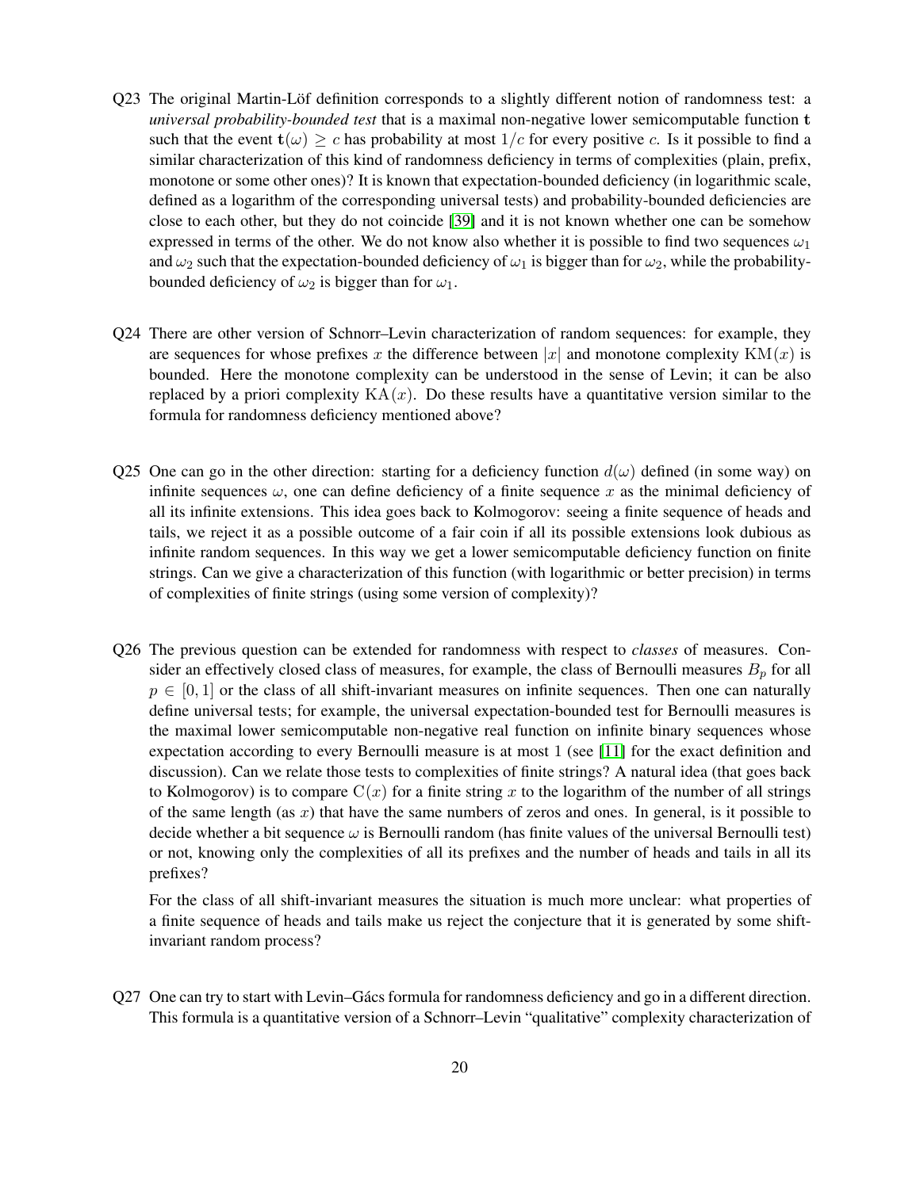Q23 The original Martin-Löf definition corresponds to a slightly different notion of randomness test: a *universal probability-bounded test* that is a maximal non-negative lower semicomputable function $\mathbf{t}$ such that the event $\mathbf{t}(\omega) \geq c$ has probability at most $1/c$ for every positive $c$. Is it possible to find a similar characterization of this kind of randomness deficiency in terms of complexities (plain, prefix, monotone or some other ones)? It is known that expectation-bounded deficiency (in logarithmic scale, defined as a logarithm of the corresponding universal tests) and probability-bounded deficiencies are close to each other, but they do not coincide [39] and it is not known whether one can be somehow expressed in terms of the other. We do not know also whether it is possible to find two sequences $\omega_1$ and $\omega_2$ such that the expectation-bounded deficiency of $\omega_1$ is bigger than for $\omega_2$, while the probability-bounded deficiency of $\omega_2$ is bigger than for $\omega_1$.

Q24 There are other version of Schnorr–Levin characterization of random sequences: for example, they are sequences for whose prefixes $x$ the difference between $|x|$ and monotone complexity $\mathrm{KM}(x)$ is bounded. Here the monotone complexity can be understood in the sense of Levin; it can be also replaced by a priori complexity $\mathrm{KA}(x)$. Do these results have a quantitative version similar to the formula for randomness deficiency mentioned above?

Q25 One can go in the other direction: starting for a deficiency function $d(\omega)$ defined (in some way) on infinite sequences $\omega$, one can define deficiency of a finite sequence $x$ as the minimal deficiency of all its infinite extensions. This idea goes back to Kolmogorov: seeing a finite sequence of heads and tails, we reject it as a possible outcome of a fair coin if all its possible extensions look dubious as infinite random sequences. In this way we get a lower semicomputable deficiency function on finite strings. Can we give a characterization of this function (with logarithmic or better precision) in terms of complexities of finite strings (using some version of complexity)?

Q26 The previous question can be extended for randomness with respect to *classes* of measures. Consider an effectively closed class of measures, for example, the class of Bernoulli measures $B_p$ for all $p \in [0, 1]$ or the class of all shift-invariant measures on infinite sequences. Then one can naturally define universal tests; for example, the universal expectation-bounded test for Bernoulli measures is the maximal lower semicomputable non-negative real function on infinite binary sequences whose expectation according to every Bernoulli measure is at most 1 (see [11] for the exact definition and discussion). Can we relate those tests to complexities of finite strings? A natural idea (that goes back to Kolmogorov) is to compare $\mathrm{C}(x)$ for a finite string $x$ to the logarithm of the number of all strings of the same length (as $x$) that have the same numbers of zeros and ones. In general, is it possible to decide whether a bit sequence $\omega$ is Bernoulli random (has finite values of the universal Bernoulli test) or not, knowing only the complexities of all its prefixes and the number of heads and tails in all its prefixes?

For the class of all shift-invariant measures the situation is much more unclear: what properties of a finite sequence of heads and tails make us reject the conjecture that it is generated by some shift-invariant random process?

Q27 One can try to start with Levin–Gács formula for randomness deficiency and go in a different direction. This formula is a quantitative version of a Schnorr–Levin "qualitative" complexity characterization of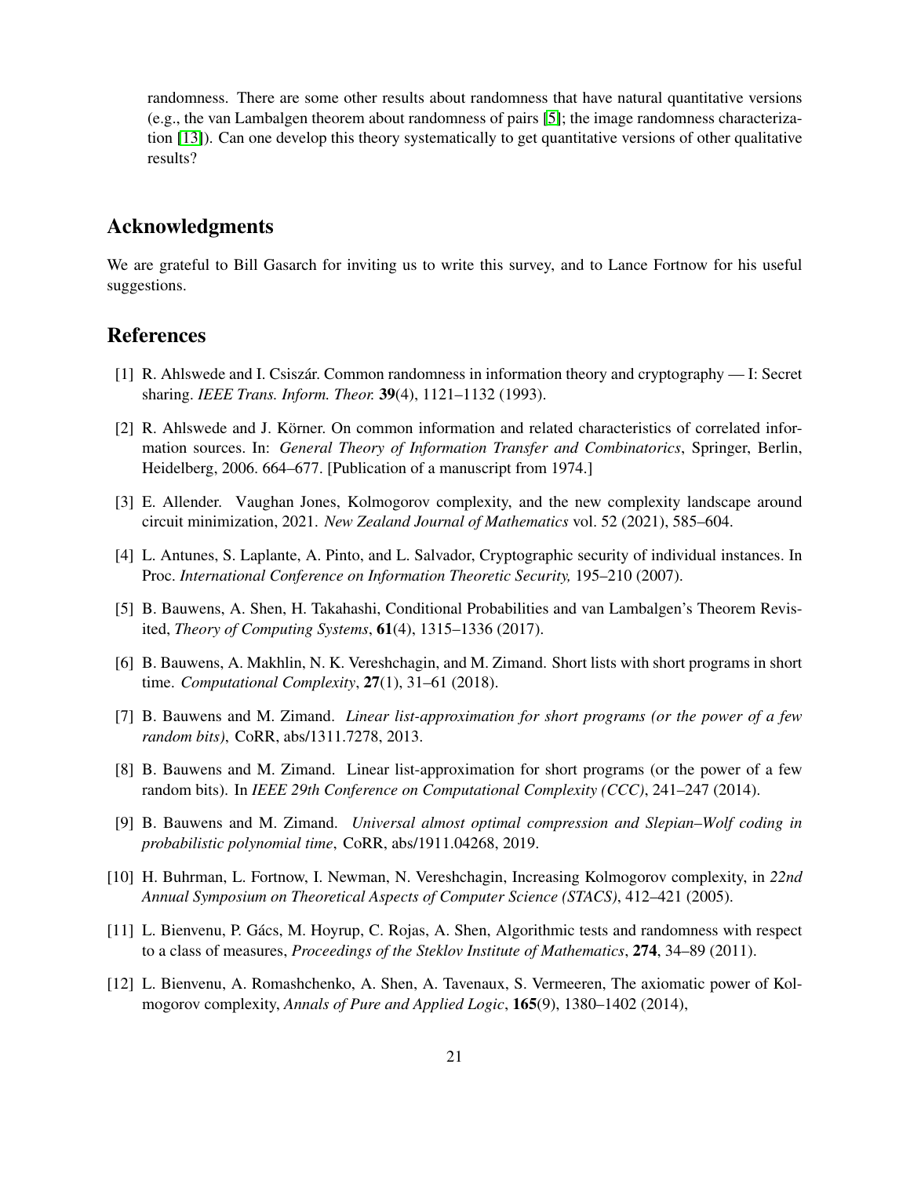randomness. There are some other results about randomness that have natural quantitative versions (e.g., the van Lambalgen theorem about randomness of pairs [5]; the image randomness characterization [13]). Can one develop this theory systematically to get quantitative versions of other qualitative results?

## Acknowledgments

We are grateful to Bill Gasarch for inviting us to write this survey, and to Lance Fortnow for his useful suggestions.

## References

[1] R. Ahlswede and I. Csiszár. Common randomness in information theory and cryptography — I: Secret sharing. *IEEE Trans. Inform. Theor.* **39**(4), 1121–1132 (1993).

[2] R. Ahlswede and J. Körner. On common information and related characteristics of correlated information sources. In: *General Theory of Information Transfer and Combinatorics*, Springer, Berlin, Heidelberg, 2006. 664–677. [Publication of a manuscript from 1974.]

[3] E. Allender. Vaughan Jones, Kolmogorov complexity, and the new complexity landscape around circuit minimization, 2021. *New Zealand Journal of Mathematics* vol. 52 (2021), 585–604.

[4] L. Antunes, S. Laplante, A. Pinto, and L. Salvador, Cryptographic security of individual instances. In Proc. *International Conference on Information Theoretic Security,* 195–210 (2007).

[5] B. Bauwens, A. Shen, H. Takahashi, Conditional Probabilities and van Lambalgen's Theorem Revisited, *Theory of Computing Systems*, **61**(4), 1315–1336 (2017).

[6] B. Bauwens, A. Makhlin, N. K. Vereshchagin, and M. Zimand. Short lists with short programs in short time. *Computational Complexity*, **27**(1), 31–61 (2018).

[7] B. Bauwens and M. Zimand. *Linear list-approximation for short programs (or the power of a few random bits)*, CoRR, abs/1311.7278, 2013.

[8] B. Bauwens and M. Zimand. Linear list-approximation for short programs (or the power of a few random bits). In *IEEE 29th Conference on Computational Complexity (CCC)*, 241–247 (2014).

[9] B. Bauwens and M. Zimand. *Universal almost optimal compression and Slepian–Wolf coding in probabilistic polynomial time*, CoRR, abs/1911.04268, 2019.

[10] H. Buhrman, L. Fortnow, I. Newman, N. Vereshchagin, Increasing Kolmogorov complexity, in *22nd Annual Symposium on Theoretical Aspects of Computer Science (STACS)*, 412–421 (2005).

[11] L. Bienvenu, P. Gács, M. Hoyrup, C. Rojas, A. Shen, Algorithmic tests and randomness with respect to a class of measures, *Proceedings of the Steklov Institute of Mathematics*, **274**, 34–89 (2011).

[12] L. Bienvenu, A. Romashchenko, A. Shen, A. Tavenaux, S. Vermeeren, The axiomatic power of Kolmogorov complexity, *Annals of Pure and Applied Logic*, **165**(9), 1380–1402 (2014),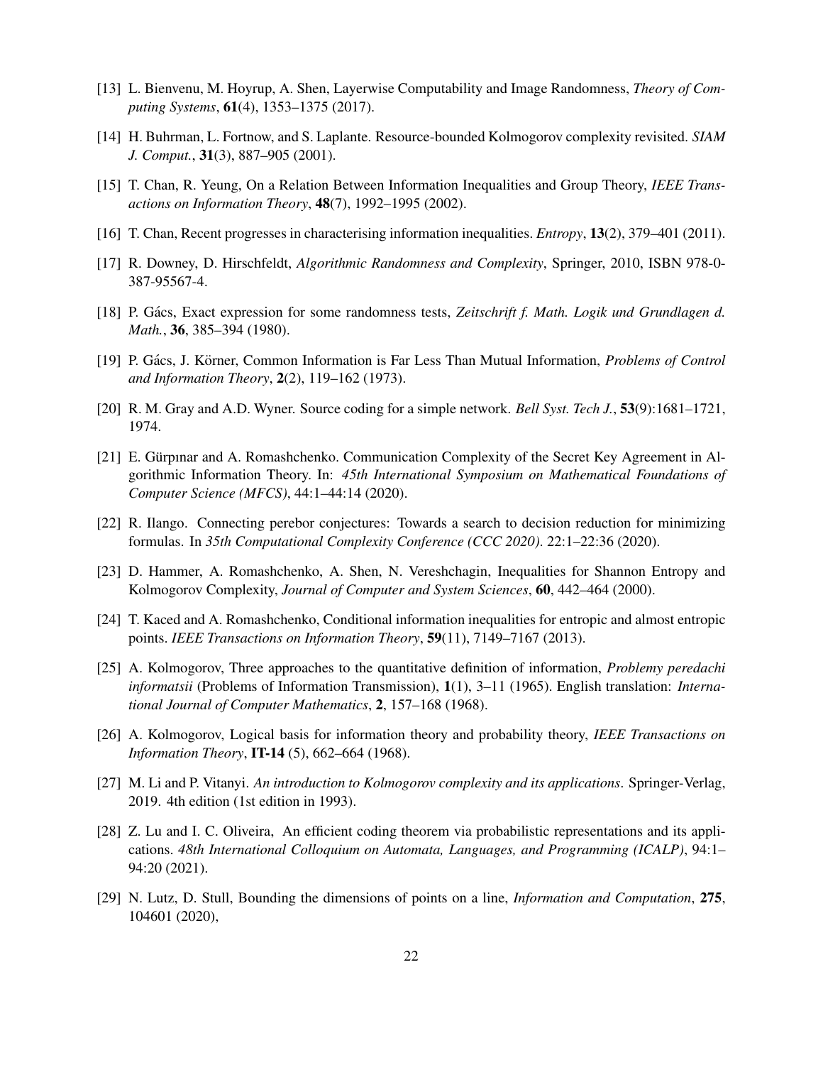[13] L. Bienvenu, M. Hoyrup, A. Shen, Layerwise Computability and Image Randomness, *Theory of Computing Systems*, **61**(4), 1353–1375 (2017).

[14] H. Buhrman, L. Fortnow, and S. Laplante. Resource-bounded Kolmogorov complexity revisited. *SIAM J. Comput.*, **31**(3), 887–905 (2001).

[15] T. Chan, R. Yeung, On a Relation Between Information Inequalities and Group Theory, *IEEE Transactions on Information Theory*, **48**(7), 1992–1995 (2002).

[16] T. Chan, Recent progresses in characterising information inequalities. *Entropy*, **13**(2), 379–401 (2011).

[17] R. Downey, D. Hirschfeldt, *Algorithmic Randomness and Complexity*, Springer, 2010, ISBN 978-0-387-95567-4.

[18] P. Gács, Exact expression for some randomness tests, *Zeitschrift f. Math. Logik und Grundlagen d. Math.*, **36**, 385–394 (1980).

[19] P. Gács, J. Körner, Common Information is Far Less Than Mutual Information, *Problems of Control and Information Theory*, **2**(2), 119–162 (1973).

[20] R. M. Gray and A.D. Wyner. Source coding for a simple network. *Bell Syst. Tech J.*, **53**(9):1681–1721, 1974.

[21] E. Gürpınar and A. Romashchenko. Communication Complexity of the Secret Key Agreement in Algorithmic Information Theory. In: *45th International Symposium on Mathematical Foundations of Computer Science (MFCS)*, 44:1–44:14 (2020).

[22] R. Ilango. Connecting perebor conjectures: Towards a search to decision reduction for minimizing formulas. In *35th Computational Complexity Conference (CCC 2020)*. 22:1–22:36 (2020).

[23] D. Hammer, A. Romashchenko, A. Shen, N. Vereshchagin, Inequalities for Shannon Entropy and Kolmogorov Complexity, *Journal of Computer and System Sciences*, **60**, 442–464 (2000).

[24] T. Kaced and A. Romashchenko, Conditional information inequalities for entropic and almost entropic points. *IEEE Transactions on Information Theory*, **59**(11), 7149–7167 (2013).

[25] A. Kolmogorov, Three approaches to the quantitative definition of information, *Problemy peredachi informatsii* (Problems of Information Transmission), **1**(1), 3–11 (1965). English translation: *International Journal of Computer Mathematics*, **2**, 157–168 (1968).

[26] A. Kolmogorov, Logical basis for information theory and probability theory, *IEEE Transactions on Information Theory*, **IT-14** (5), 662–664 (1968).

[27] M. Li and P. Vitanyi. *An introduction to Kolmogorov complexity and its applications*. Springer-Verlag, 2019. 4th edition (1st edition in 1993).

[28] Z. Lu and I. C. Oliveira, An efficient coding theorem via probabilistic representations and its applications. *48th International Colloquium on Automata, Languages, and Programming (ICALP)*, 94:1–94:20 (2021).

[29] N. Lutz, D. Stull, Bounding the dimensions of points on a line, *Information and Computation*, **275**, 104601 (2020),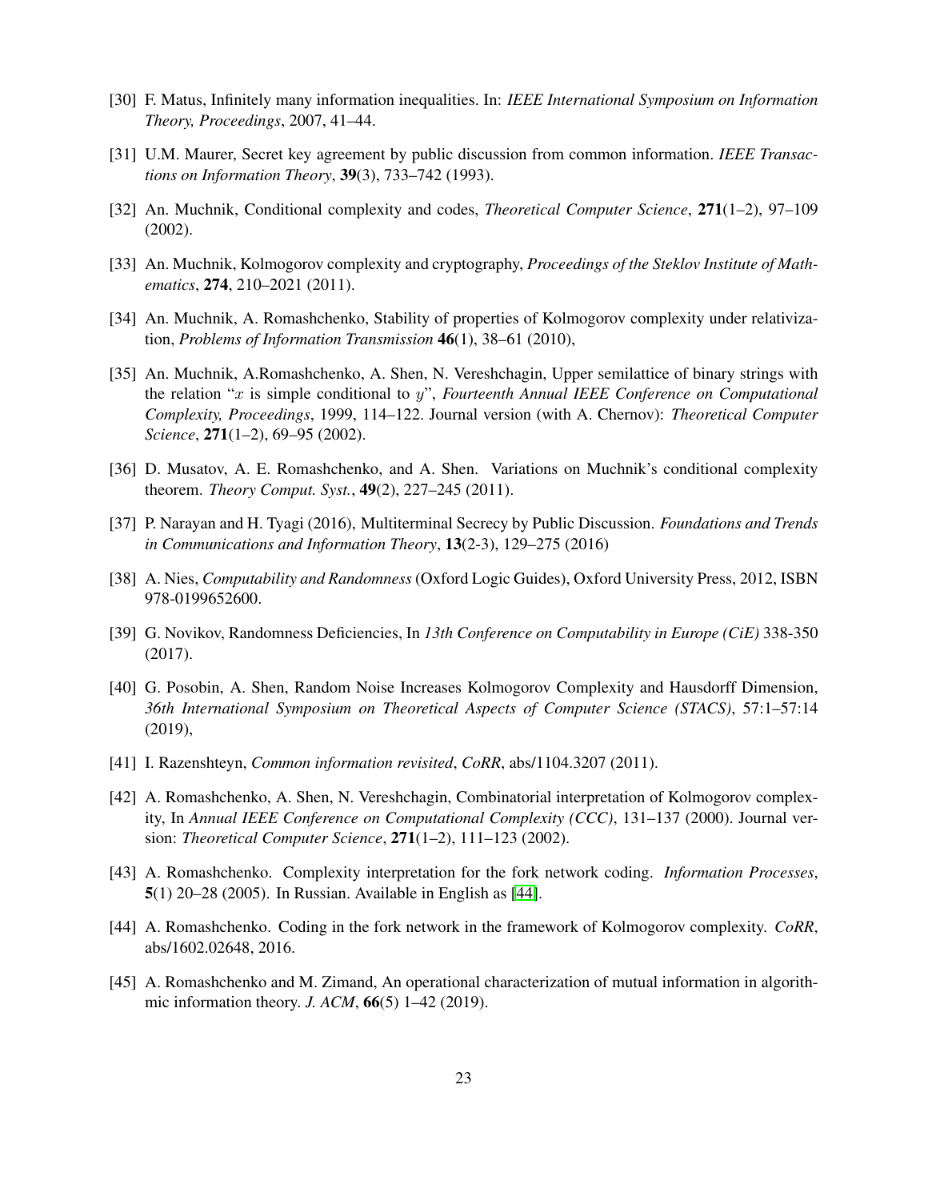[30] F. Matus, Infinitely many information inequalities. In: *IEEE International Symposium on Information Theory, Proceedings*, 2007, 41–44.

[31] U.M. Maurer, Secret key agreement by public discussion from common information. *IEEE Transactions on Information Theory*, **39**(3), 733–742 (1993).

[32] An. Muchnik, Conditional complexity and codes, *Theoretical Computer Science*, **271**(1–2), 97–109 (2002).

[33] An. Muchnik, Kolmogorov complexity and cryptography, *Proceedings of the Steklov Institute of Mathematics*, **274**, 210–2021 (2011).

[34] An. Muchnik, A. Romashchenko, Stability of properties of Kolmogorov complexity under relativization, *Problems of Information Transmission* **46**(1), 38–61 (2010),

[35] An. Muchnik, A.Romashchenko, A. Shen, N. Vereshchagin, Upper semilattice of binary strings with the relation "$x$ is simple conditional to $y$", *Fourteenth Annual IEEE Conference on Computational Complexity, Proceedings*, 1999, 114–122. Journal version (with A. Chernov): *Theoretical Computer Science*, **271**(1–2), 69–95 (2002).

[36] D. Musatov, A. E. Romashchenko, and A. Shen. Variations on Muchnik's conditional complexity theorem. *Theory Comput. Syst.*, **49**(2), 227–245 (2011).

[37] P. Narayan and H. Tyagi (2016), Multiterminal Secrecy by Public Discussion. *Foundations and Trends in Communications and Information Theory*, **13**(2-3), 129–275 (2016)

[38] A. Nies, *Computability and Randomness* (Oxford Logic Guides), Oxford University Press, 2012, ISBN 978-0199652600.

[39] G. Novikov, Randomness Deficiencies, In *13th Conference on Computability in Europe (CiE)* 338-350 (2017).

[40] G. Posobin, A. Shen, Random Noise Increases Kolmogorov Complexity and Hausdorff Dimension, *36th International Symposium on Theoretical Aspects of Computer Science (STACS)*, 57:1–57:14 (2019),

[41] I. Razenshteyn, *Common information revisited*, *CoRR*, abs/1104.3207 (2011).

[42] A. Romashchenko, A. Shen, N. Vereshchagin, Combinatorial interpretation of Kolmogorov complexity, In *Annual IEEE Conference on Computational Complexity (CCC)*, 131–137 (2000). Journal version: *Theoretical Computer Science*, **271**(1–2), 111–123 (2002).

[43] A. Romashchenko. Complexity interpretation for the fork network coding. *Information Processes*, **5**(1) 20–28 (2005). In Russian. Available in English as [44].

[44] A. Romashchenko. Coding in the fork network in the framework of Kolmogorov complexity. *CoRR*, abs/1602.02648, 2016.

[45] A. Romashchenko and M. Zimand, An operational characterization of mutual information in algorithmic information theory. *J. ACM*, **66**(5) 1–42 (2019).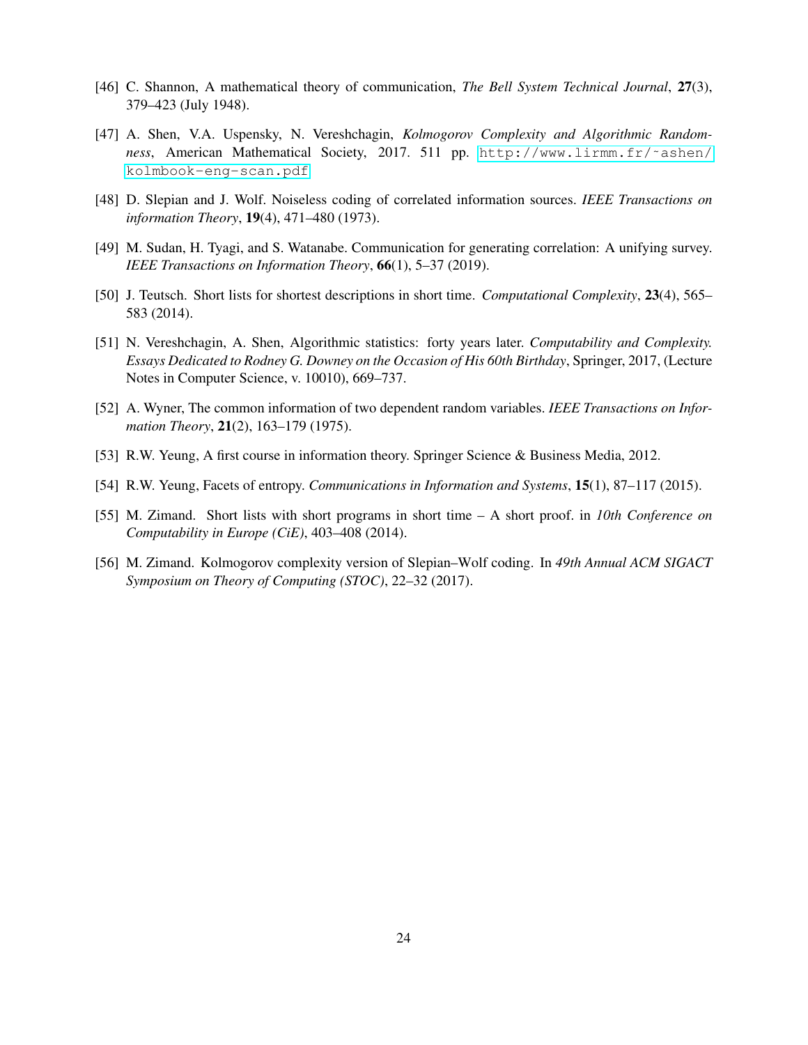[46] C. Shannon, A mathematical theory of communication, *The Bell System Technical Journal*, **27**(3), 379–423 (July 1948).

[47] A. Shen, V.A. Uspensky, N. Vereshchagin, *Kolmogorov Complexity and Algorithmic Randomness*, American Mathematical Society, 2017. 511 pp. http://www.lirmm.fr/~ashen/kolmbook-eng-scan.pdf

[48] D. Slepian and J. Wolf. Noiseless coding of correlated information sources. *IEEE Transactions on information Theory*, **19**(4), 471–480 (1973).

[49] M. Sudan, H. Tyagi, and S. Watanabe. Communication for generating correlation: A unifying survey. *IEEE Transactions on Information Theory*, **66**(1), 5–37 (2019).

[50] J. Teutsch. Short lists for shortest descriptions in short time. *Computational Complexity*, **23**(4), 565–583 (2014).

[51] N. Vereshchagin, A. Shen, Algorithmic statistics: forty years later. *Computability and Complexity. Essays Dedicated to Rodney G. Downey on the Occasion of His 60th Birthday*, Springer, 2017, (Lecture Notes in Computer Science, v. 10010), 669–737.

[52] A. Wyner, The common information of two dependent random variables. *IEEE Transactions on Information Theory*, **21**(2), 163–179 (1975).

[53] R.W. Yeung, A first course in information theory. Springer Science & Business Media, 2012.

[54] R.W. Yeung, Facets of entropy. *Communications in Information and Systems*, **15**(1), 87–117 (2015).

[55] M. Zimand. Short lists with short programs in short time – A short proof. in *10th Conference on Computability in Europe (CiE)*, 403–408 (2014).

[56] M. Zimand. Kolmogorov complexity version of Slepian–Wolf coding. In *49th Annual ACM SIGACT Symposium on Theory of Computing (STOC)*, 22–32 (2017).